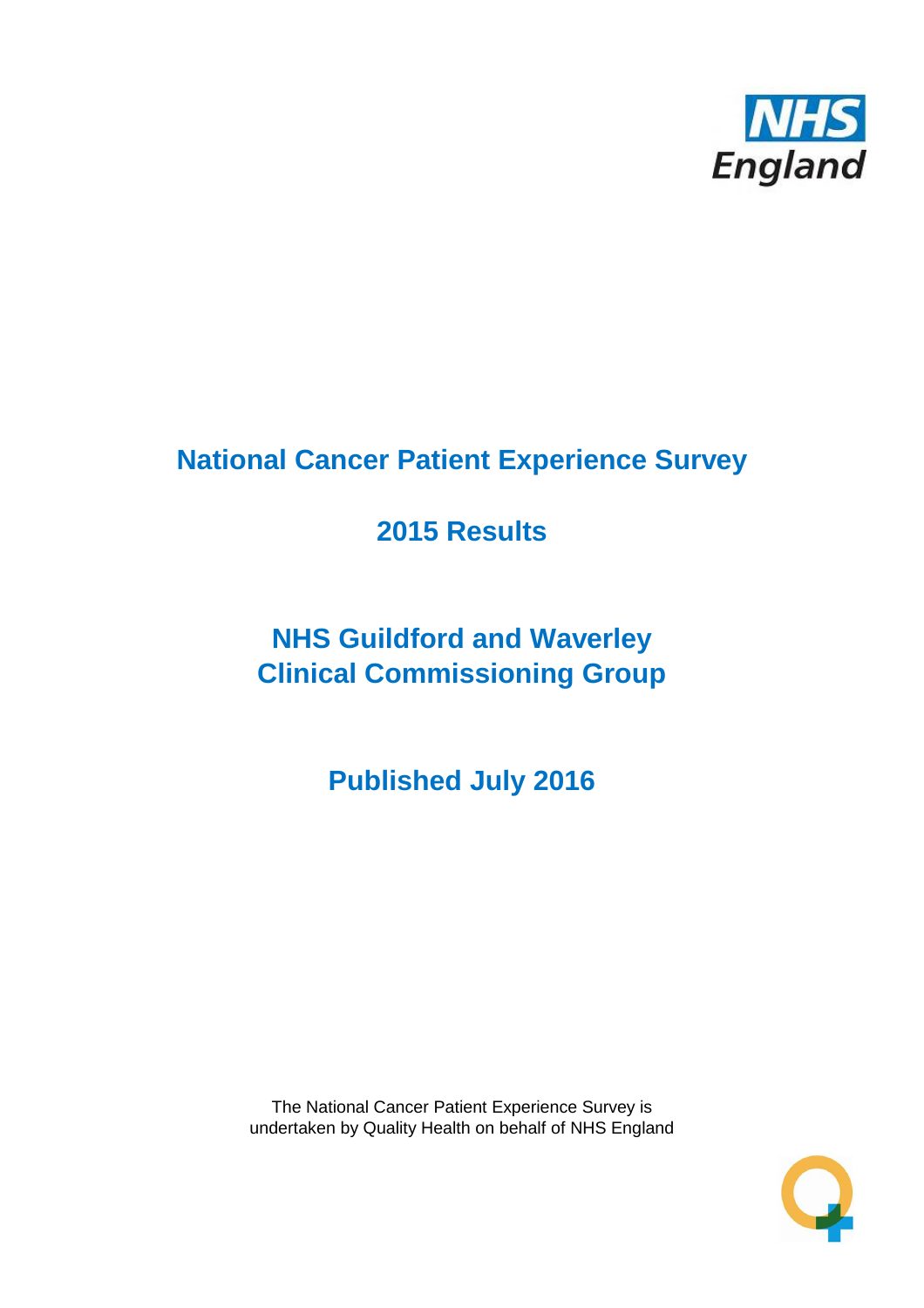# National Cancer Patient Experience Survey

## 2015 Results

## NHS Guildford and Waverley Clinical Commissioning Group

## Published July 2016

The National Cancer Patient Experience Survey is undertaken by Quality Health on behalf of NHS England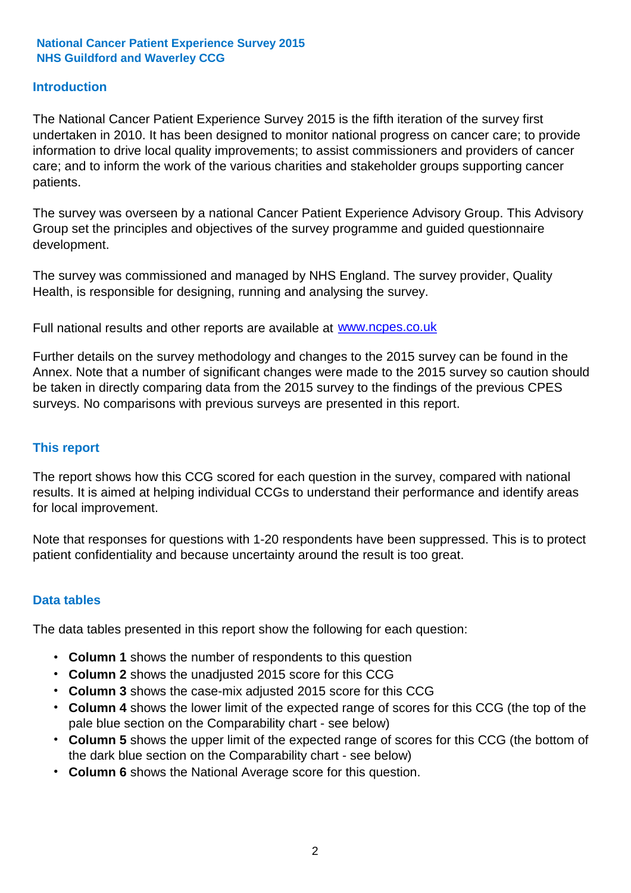**National Cancer Patient Experience Survey 2015**
**NHS Guildford and Waverley CCG**

## Introduction

The National Cancer Patient Experience Survey 2015 is the fifth iteration of the survey first undertaken in 2010. It has been designed to monitor national progress on cancer care; to provide information to drive local quality improvements; to assist commissioners and providers of cancer care; and to inform the work of the various charities and stakeholder groups supporting cancer patients.

The survey was overseen by a national Cancer Patient Experience Advisory Group. This Advisory Group set the principles and objectives of the survey programme and guided questionnaire development.

The survey was commissioned and managed by NHS England. The survey provider, Quality Health, is responsible for designing, running and analysing the survey.

Full national results and other reports are available at www.ncpes.co.uk

Further details on the survey methodology and changes to the 2015 survey can be found in the Annex. Note that a number of significant changes were made to the 2015 survey so caution should be taken in directly comparing data from the 2015 survey to the findings of the previous CPES surveys. No comparisons with previous surveys are presented in this report.

## This report

The report shows how this CCG scored for each question in the survey, compared with national results. It is aimed at helping individual CCGs to understand their performance and identify areas for local improvement.

Note that responses for questions with 1-20 respondents have been suppressed. This is to protect patient confidentiality and because uncertainty around the result is too great.

## Data tables

The data tables presented in this report show the following for each question:

- **Column 1** shows the number of respondents to this question
- **Column 2** shows the unadjusted 2015 score for this CCG
- **Column 3** shows the case-mix adjusted 2015 score for this CCG
- **Column 4** shows the lower limit of the expected range of scores for this CCG (the top of the pale blue section on the Comparability chart - see below)
- **Column 5** shows the upper limit of the expected range of scores for this CCG (the bottom of the dark blue section on the Comparability chart - see below)
- **Column 6** shows the National Average score for this question.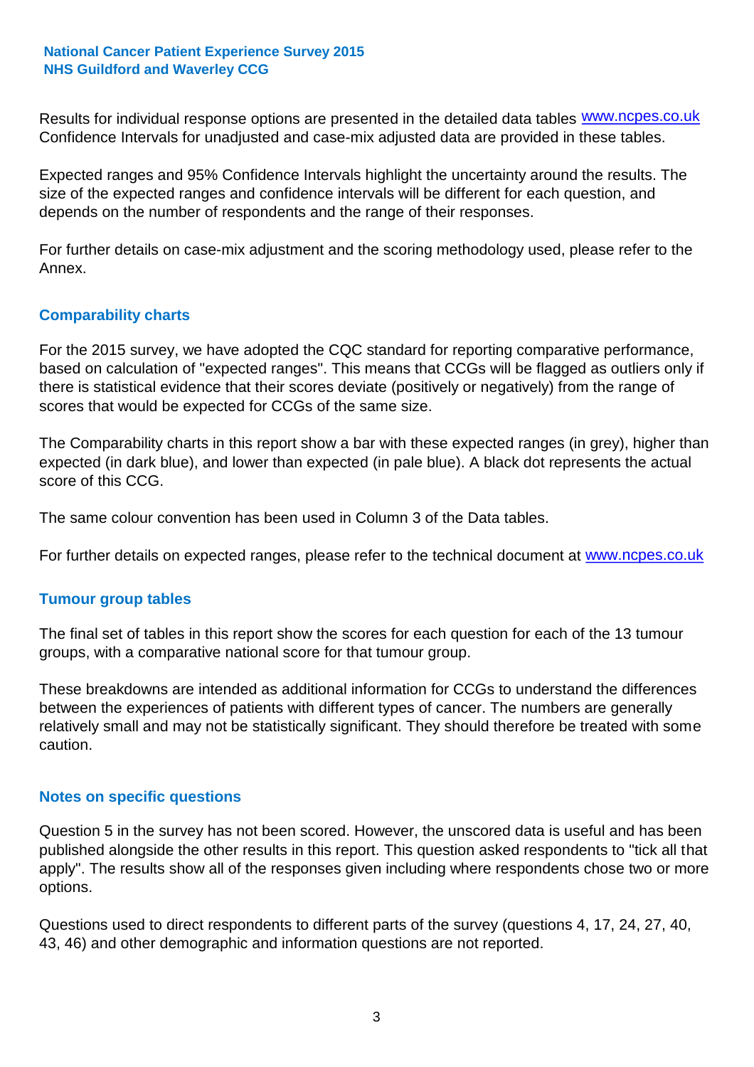Results for individual response options are presented in the detailed data tables www.ncpes.co.uk Confidence Intervals for unadjusted and case-mix adjusted data are provided in these tables.

Expected ranges and 95% Confidence Intervals highlight the uncertainty around the results. The size of the expected ranges and confidence intervals will be different for each question, and depends on the number of respondents and the range of their responses.

For further details on case-mix adjustment and the scoring methodology used, please refer to the Annex.

## Comparability charts

For the 2015 survey, we have adopted the CQC standard for reporting comparative performance, based on calculation of "expected ranges". This means that CCGs will be flagged as outliers only if there is statistical evidence that their scores deviate (positively or negatively) from the range of scores that would be expected for CCGs of the same size.

The Comparability charts in this report show a bar with these expected ranges (in grey), higher than expected (in dark blue), and lower than expected (in pale blue). A black dot represents the actual score of this CCG.

The same colour convention has been used in Column 3 of the Data tables.

For further details on expected ranges, please refer to the technical document at www.ncpes.co.uk

## Tumour group tables

The final set of tables in this report show the scores for each question for each of the 13 tumour groups, with a comparative national score for that tumour group.

These breakdowns are intended as additional information for CCGs to understand the differences between the experiences of patients with different types of cancer. The numbers are generally relatively small and may not be statistically significant. They should therefore be treated with some caution.

## Notes on specific questions

Question 5 in the survey has not been scored. However, the unscored data is useful and has been published alongside the other results in this report. This question asked respondents to "tick all that apply". The results show all of the responses given including where respondents chose two or more options.

Questions used to direct respondents to different parts of the survey (questions 4, 17, 24, 27, 40, 43, 46) and other demographic and information questions are not reported.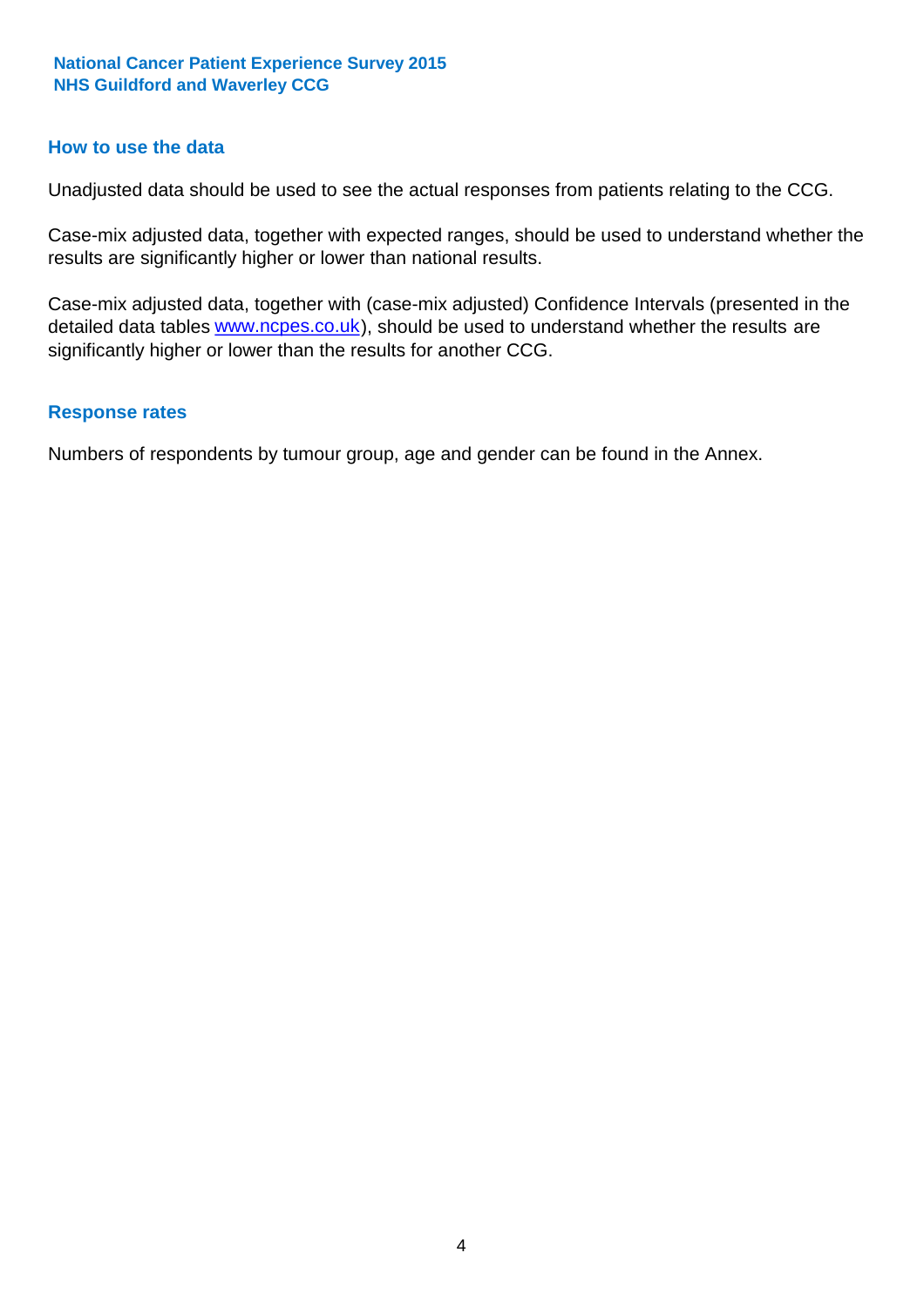## How to use the data

Unadjusted data should be used to see the actual responses from patients relating to the CCG.

Case-mix adjusted data, together with expected ranges, should be used to understand whether the results are significantly higher or lower than national results.

Case-mix adjusted data, together with (case-mix adjusted) Confidence Intervals (presented in the detailed data tables www.ncpes.co.uk), should be used to understand whether the results are significantly higher or lower than the results for another CCG.

## Response rates

Numbers of respondents by tumour group, age and gender can be found in the Annex.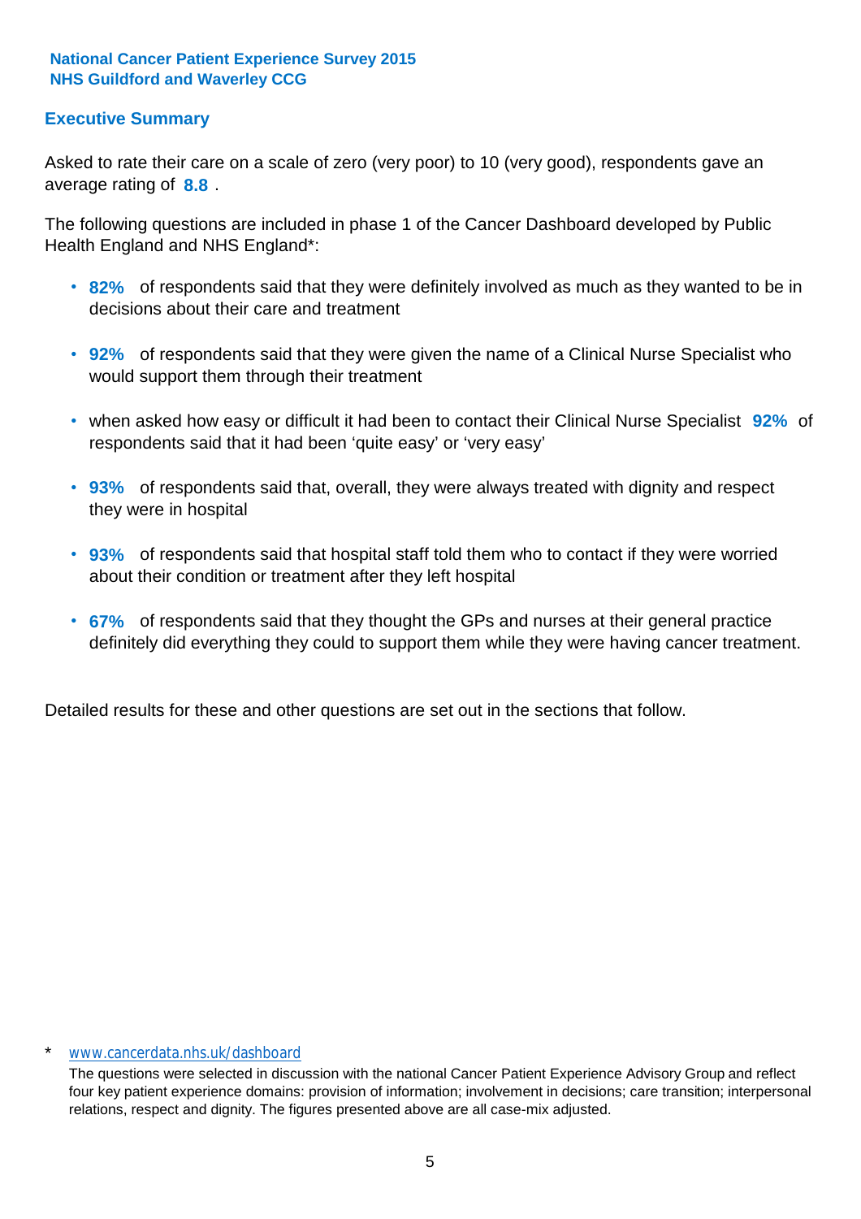**National Cancer Patient Experience Survey 2015**
**NHS Guildford and Waverley CCG**

## Executive Summary

Asked to rate their care on a scale of zero (very poor) to 10 (very good), respondents gave an average rating of **8.8** .

The following questions are included in phase 1 of the Cancer Dashboard developed by Public Health England and NHS England*:

- **82%** of respondents said that they were definitely involved as much as they wanted to be in decisions about their care and treatment
- **92%** of respondents said that they were given the name of a Clinical Nurse Specialist who would support them through their treatment
- when asked how easy or difficult it had been to contact their Clinical Nurse Specialist **92%** of respondents said that it had been 'quite easy' or 'very easy'
- **93%** of respondents said that, overall, they were always treated with dignity and respect they were in hospital
- **93%** of respondents said that hospital staff told them who to contact if they were worried about their condition or treatment after they left hospital
- **67%** of respondents said that they thought the GPs and nurses at their general practice definitely did everything they could to support them while they were having cancer treatment.

Detailed results for these and other questions are set out in the sections that follow.

\* www.cancerdata.nhs.uk/dashboard

The questions were selected in discussion with the national Cancer Patient Experience Advisory Group and reflect four key patient experience domains: provision of information; involvement in decisions; care transition; interpersonal relations, respect and dignity. The figures presented above are all case-mix adjusted.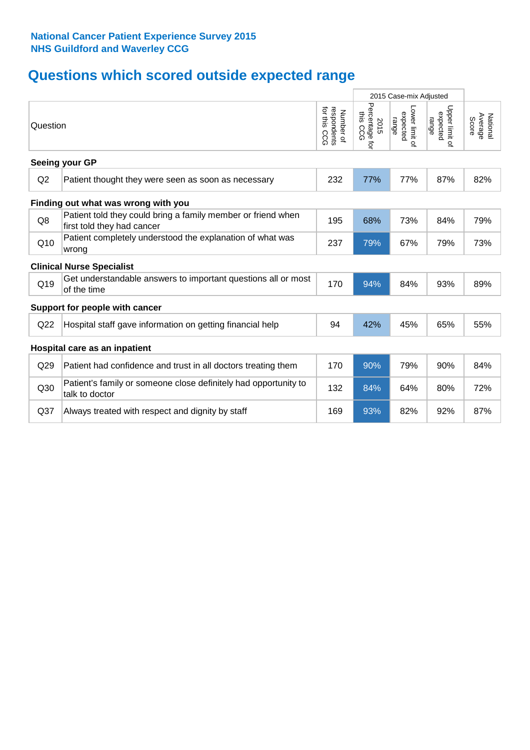**National Cancer Patient Experience Survey 2015**
**NHS Guildford and Waverley CCG**

# Questions which scored outside expected range

| Question | | Number of respondents for this CCG | 2015 Case-mix Adjusted | | | National Average Score |
|---|---|---|---|---|---|---|
| | | | 2015 Percentage for this CCG | Lower limit of expected range | Upper limit of expected range | |
| **Seeing your GP** | | | | | | |
| Q2 | Patient thought they were seen as soon as necessary | 232 | 77% | 77% | 87% | 82% |
| **Finding out what was wrong with you** | | | | | | |
| Q8 | Patient told they could bring a family member or friend when first told they had cancer | 195 | 68% | 73% | 84% | 79% |
| Q10 | Patient completely understood the explanation of what was wrong | 237 | 79% | 67% | 79% | 73% |
| **Clinical Nurse Specialist** | | | | | | |
| Q19 | Get understandable answers to important questions all or most of the time | 170 | 94% | 84% | 93% | 89% |
| **Support for people with cancer** | | | | | | |
| Q22 | Hospital staff gave information on getting financial help | 94 | 42% | 45% | 65% | 55% |
| **Hospital care as an inpatient** | | | | | | |
| Q29 | Patient had confidence and trust in all doctors treating them | 170 | 90% | 79% | 90% | 84% |
| Q30 | Patient's family or someone close definitely had opportunity to talk to doctor | 132 | 84% | 64% | 80% | 72% |
| Q37 | Always treated with respect and dignity by staff | 169 | 93% | 82% | 92% | 87% |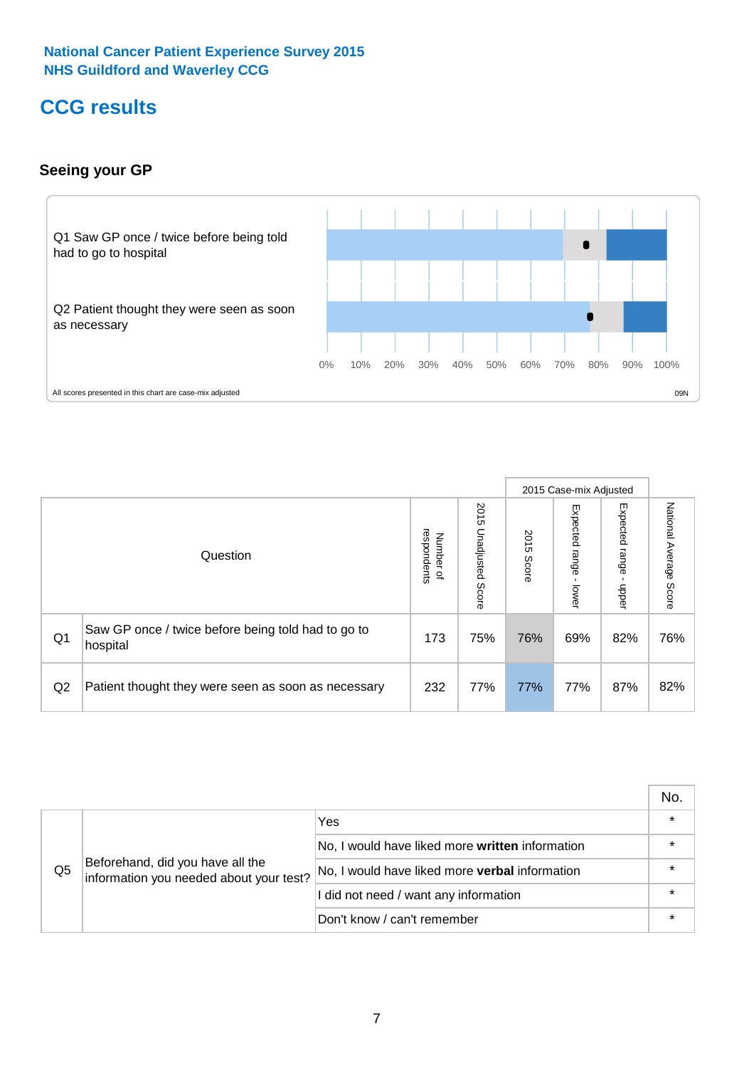National Cancer Patient Experience Survey 2015
NHS Guildford and Waverley CCG

# CCG results

## Seeing your GP

Q1 Saw GP once / twice before being told had to go to hospital

Q2 Patient thought they were seen as soon as necessary

0% 10% 20% 30% 40% 50% 60% 70% 80% 90% 100%

All scores presented in this chart are case-mix adjusted

09N

| | Question | Number of respondents | 2015 Unadjusted Score | 2015 Case-mix Adjusted: 2015 Score | 2015 Case-mix Adjusted: Expected range - lower | 2015 Case-mix Adjusted: Expected range - upper | National Average Score |
|---|---|---|---|---|---|---|---|
| Q1 | Saw GP once / twice before being told had to go to hospital | 173 | 75% | 76% | 69% | 82% | 76% |
| Q2 | Patient thought they were seen as soon as necessary | 232 | 77% | 77% | 77% | 87% | 82% |

| | | | No. |
|---|---|---|---|
| Q5 | Beforehand, did you have all the information you needed about your test? | Yes | * |
| | | No, I would have liked more **written** information | * |
| | | No, I would have liked more **verbal** information | * |
| | | I did not need / want any information | * |
| | | Don't know / can't remember | * |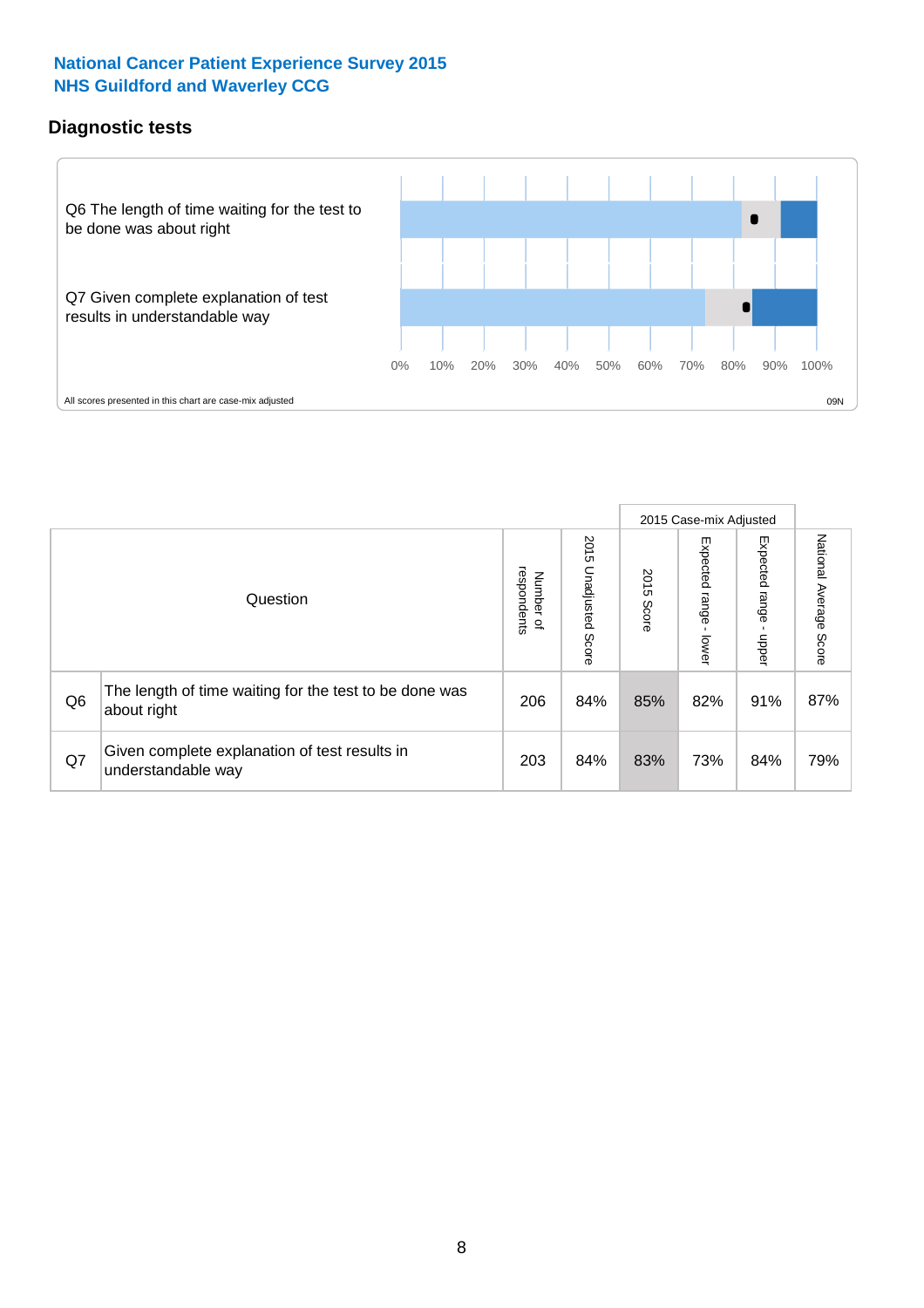**National Cancer Patient Experience Survey 2015**
**NHS Guildford and Waverley CCG**

## Diagnostic tests

Q6 The length of time waiting for the test to be done was about right

Q7 Given complete explanation of test results in understandable way

0% 10% 20% 30% 40% 50% 60% 70% 80% 90% 100%

All scores presented in this chart are case-mix adjusted

09N

| | Question | Number of respondents | 2015 Unadjusted Score | 2015 Case-mix Adjusted: 2015 Score | 2015 Case-mix Adjusted: Expected range - lower | 2015 Case-mix Adjusted: Expected range - upper | National Average Score |
|---|---|---|---|---|---|---|---|
| Q6 | The length of time waiting for the test to be done was about right | 206 | 84% | 85% | 82% | 91% | 87% |
| Q7 | Given complete explanation of test results in understandable way | 203 | 84% | 83% | 73% | 84% | 79% |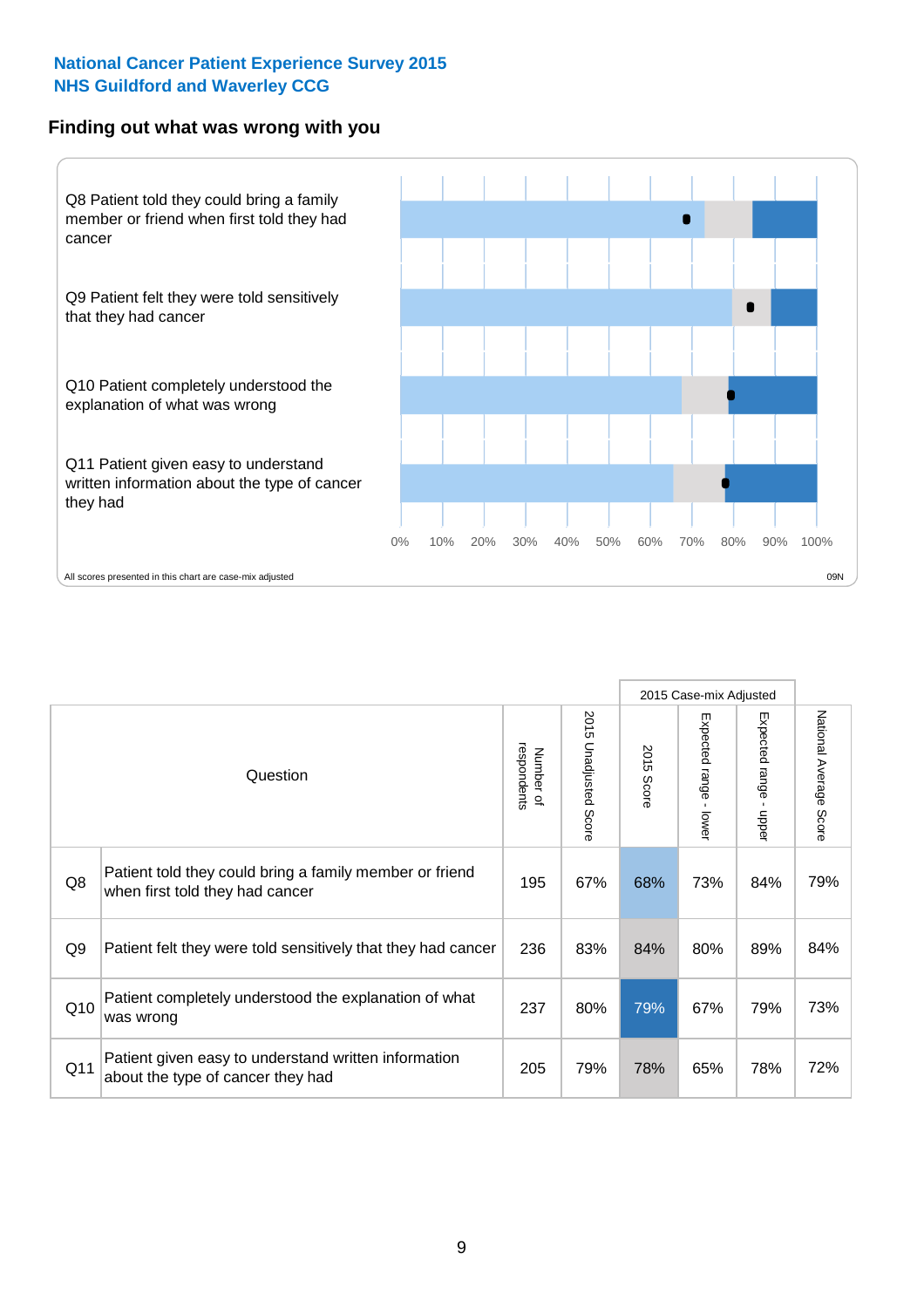National Cancer Patient Experience Survey 2015
NHS Guildford and Waverley CCG

## Finding out what was wrong with you

Q8 Patient told they could bring a family member or friend when first told they had cancer

Q9 Patient felt they were told sensitively that they had cancer

Q10 Patient completely understood the explanation of what was wrong

Q11 Patient given easy to understand written information about the type of cancer they had

0% 10% 20% 30% 40% 50% 60% 70% 80% 90% 100%

All scores presented in this chart are case-mix adjusted

09N

| | Question | Number of respondents | 2015 Unadjusted Score | 2015 Case-mix Adjusted | | | National Average Score |
|---|---|---|---|---|---|---|---|
| | | | | 2015 Score | Expected range - lower | Expected range - upper | |
| Q8 | Patient told they could bring a family member or friend when first told they had cancer | 195 | 67% | 68% | 73% | 84% | 79% |
| Q9 | Patient felt they were told sensitively that they had cancer | 236 | 83% | 84% | 80% | 89% | 84% |
| Q10 | Patient completely understood the explanation of what was wrong | 237 | 80% | 79% | 67% | 79% | 73% |
| Q11 | Patient given easy to understand written information about the type of cancer they had | 205 | 79% | 78% | 65% | 78% | 72% |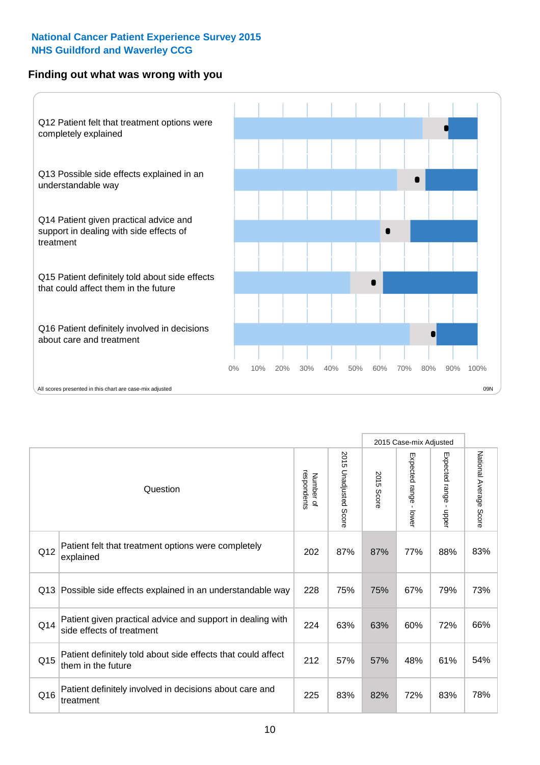**National Cancer Patient Experience Survey 2015**
**NHS Guildford and Waverley CCG**

## Finding out what was wrong with you

Q12 Patient felt that treatment options were completely explained

Q13 Possible side effects explained in an understandable way

Q14 Patient given practical advice and support in dealing with side effects of treatment

Q15 Patient definitely told about side effects that could affect them in the future

Q16 Patient definitely involved in decisions about care and treatment

0% 10% 20% 30% 40% 50% 60% 70% 80% 90% 100%

All scores presented in this chart are case-mix adjusted

09N

| | Question | Number of respondents | 2015 Unadjusted Score | 2015 Case-mix Adjusted: 2015 Score | 2015 Case-mix Adjusted: Expected range - lower | 2015 Case-mix Adjusted: Expected range - upper | National Average Score |
|---|---|---|---|---|---|---|---|
| Q12 | Patient felt that treatment options were completely explained | 202 | 87% | 87% | 77% | 88% | 83% |
| Q13 | Possible side effects explained in an understandable way | 228 | 75% | 75% | 67% | 79% | 73% |
| Q14 | Patient given practical advice and support in dealing with side effects of treatment | 224 | 63% | 63% | 60% | 72% | 66% |
| Q15 | Patient definitely told about side effects that could affect them in the future | 212 | 57% | 57% | 48% | 61% | 54% |
| Q16 | Patient definitely involved in decisions about care and treatment | 225 | 83% | 82% | 72% | 83% | 78% |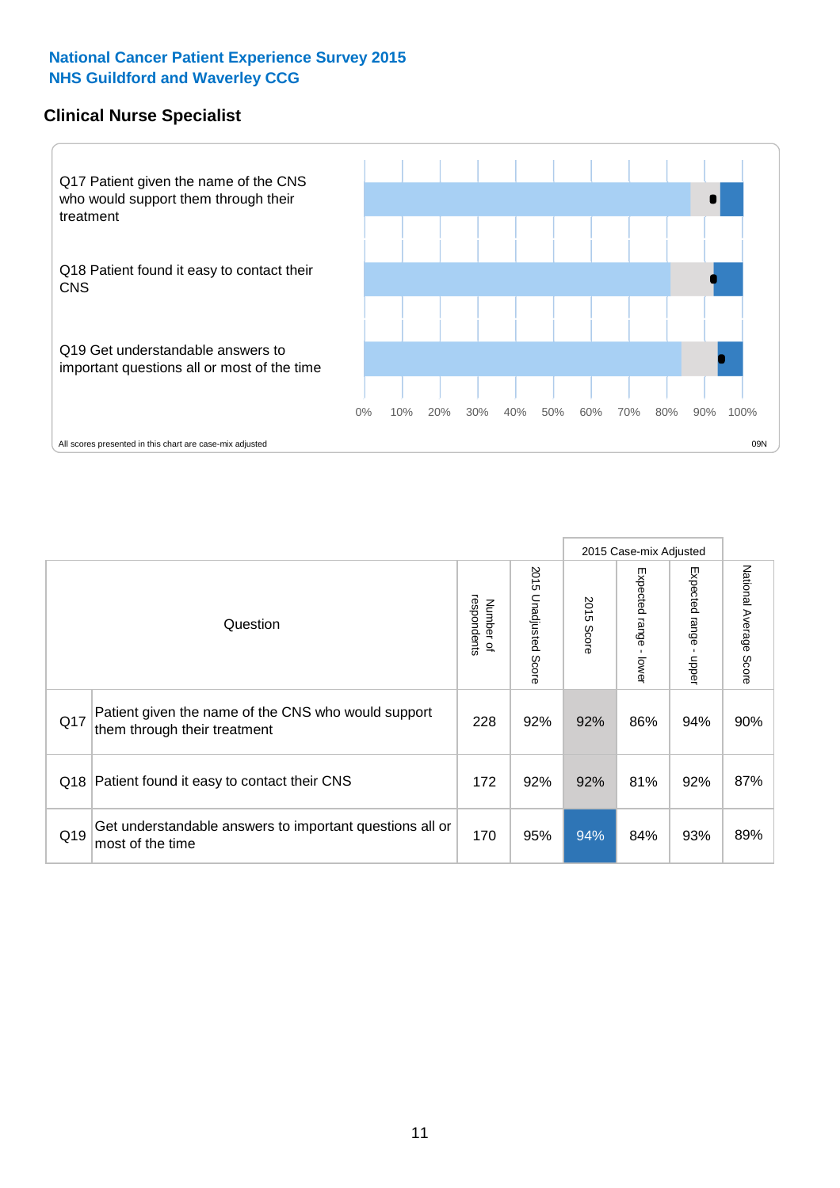National Cancer Patient Experience Survey 2015
NHS Guildford and Waverley CCG

## Clinical Nurse Specialist

Q17 Patient given the name of the CNS who would support them through their treatment

Q18 Patient found it easy to contact their CNS

Q19 Get understandable answers to important questions all or most of the time

0% 10% 20% 30% 40% 50% 60% 70% 80% 90% 100%

All scores presented in this chart are case-mix adjusted

09N

| Question | | Number of respondents | 2015 Unadjusted Score | 2015 Case-mix Adjusted | | | National Average Score |
|---|---|---|---|---|---|---|---|
| | | | | 2015 Score | Expected range - lower | Expected range - upper | |
| Q17 | Patient given the name of the CNS who would support them through their treatment | 228 | 92% | 92% | 86% | 94% | 90% |
| Q18 | Patient found it easy to contact their CNS | 172 | 92% | 92% | 81% | 92% | 87% |
| Q19 | Get understandable answers to important questions all or most of the time | 170 | 95% | 94% | 84% | 93% | 89% |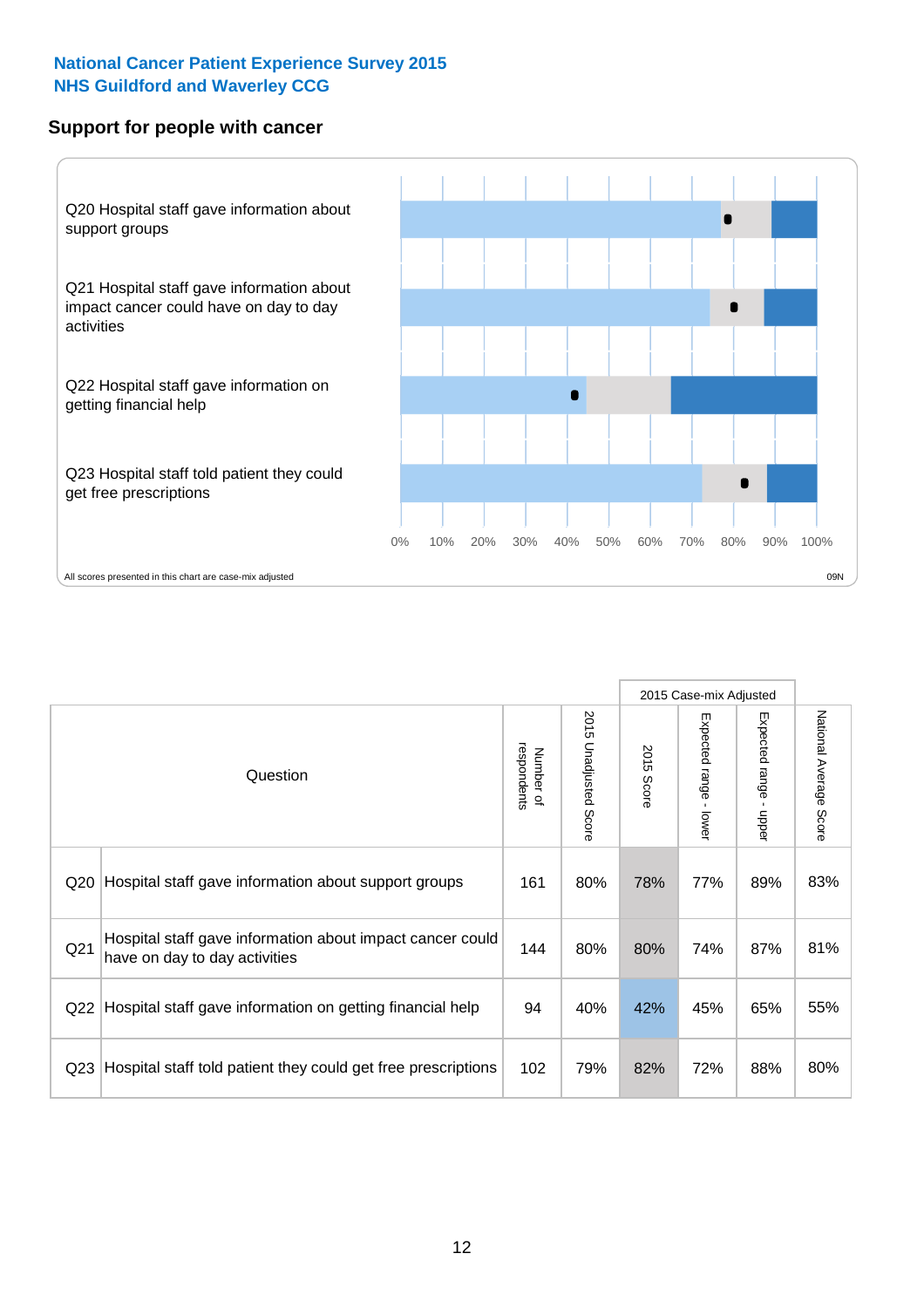**National Cancer Patient Experience Survey 2015**
**NHS Guildford and Waverley CCG**

## Support for people with cancer

Q20 Hospital staff gave information about support groups

Q21 Hospital staff gave information about impact cancer could have on day to day activities

Q22 Hospital staff gave information on getting financial help

Q23 Hospital staff told patient they could get free prescriptions

0% 10% 20% 30% 40% 50% 60% 70% 80% 90% 100%

All scores presented in this chart are case-mix adjusted

09N

| Question | | Number of respondents | 2015 Unadjusted Score | 2015 Case-mix Adjusted: 2015 Score | 2015 Case-mix Adjusted: Expected range - lower | 2015 Case-mix Adjusted: Expected range - upper | National Average Score |
|---|---|---|---|---|---|---|---|
| Q20 | Hospital staff gave information about support groups | 161 | 80% | 78% | 77% | 89% | 83% |
| Q21 | Hospital staff gave information about impact cancer could have on day to day activities | 144 | 80% | 80% | 74% | 87% | 81% |
| Q22 | Hospital staff gave information on getting financial help | 94 | 40% | 42% | 45% | 65% | 55% |
| Q23 | Hospital staff told patient they could get free prescriptions | 102 | 79% | 82% | 72% | 88% | 80% |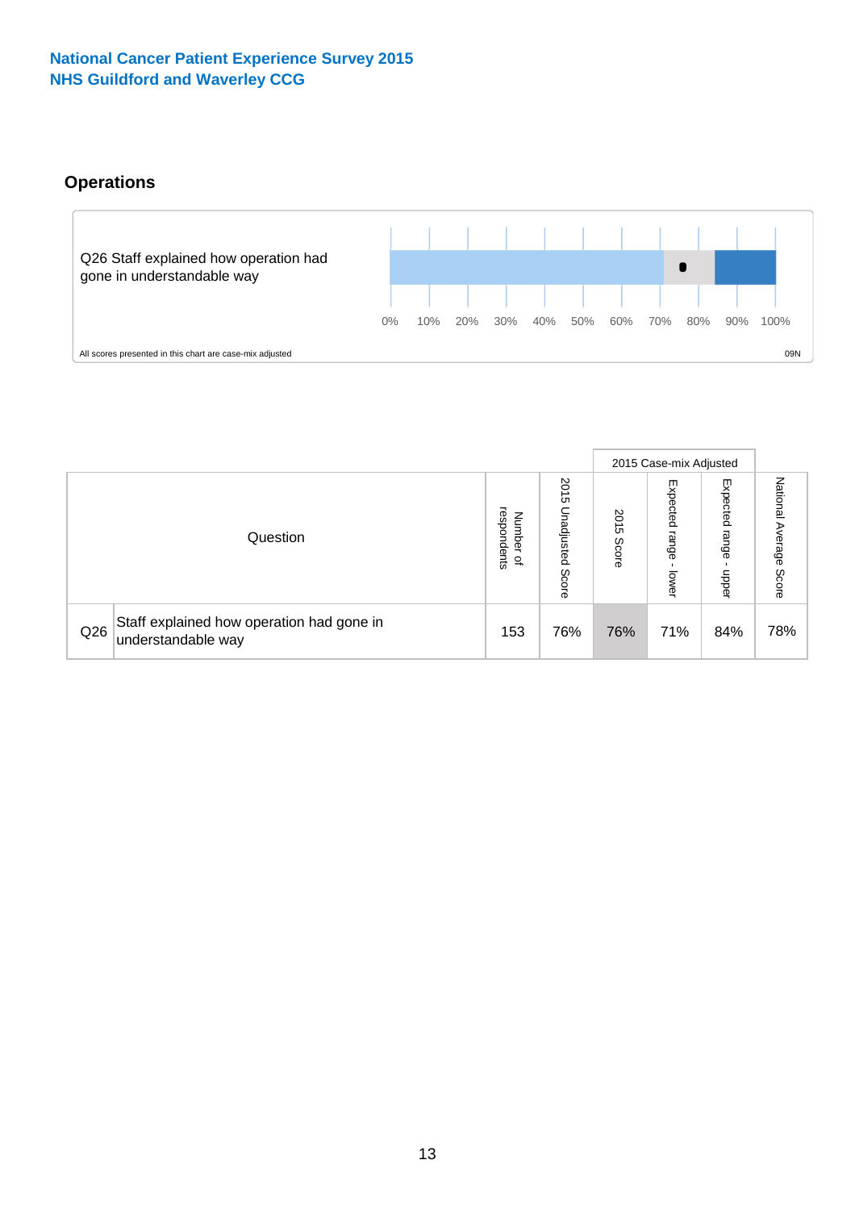National Cancer Patient Experience Survey 2015
NHS Guildford and Waverley CCG

## Operations

Q26 Staff explained how operation had gone in understandable way

0% 10% 20% 30% 40% 50% 60% 70% 80% 90% 100%

All scores presented in this chart are case-mix adjusted

09N

| Question | | Number of respondents | 2015 Unadjusted Score | 2015 Case-mix Adjusted | | | National Average Score |
|---|---|---|---|---|---|---|---|
| | | | | 2015 Score | Expected range - lower | Expected range - upper | |
| Q26 | Staff explained how operation had gone in understandable way | 153 | 76% | 76% | 71% | 84% | 78% |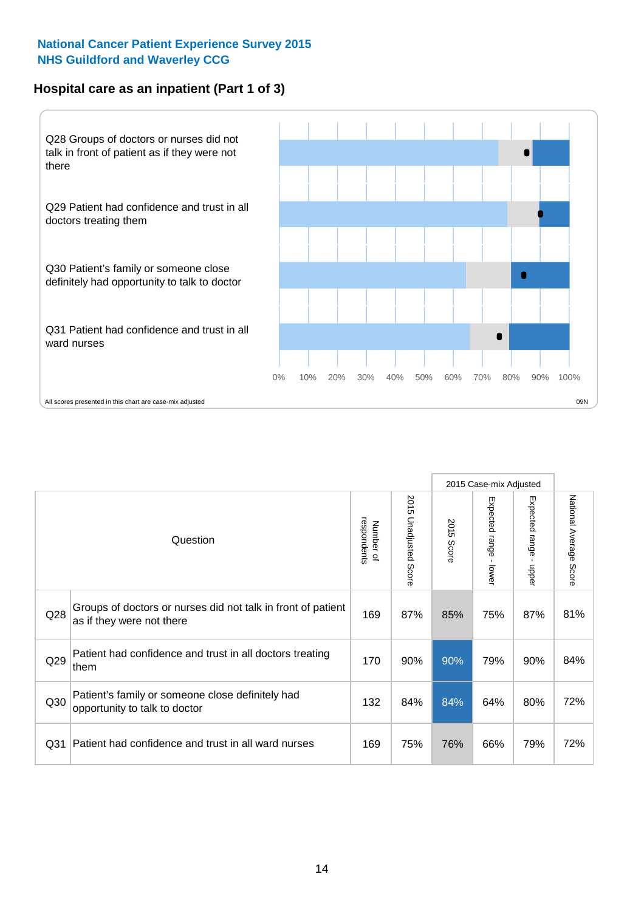**National Cancer Patient Experience Survey 2015**
**NHS Guildford and Waverley CCG**

## Hospital care as an inpatient (Part 1 of 3)

Q28 Groups of doctors or nurses did not talk in front of patient as if they were not there

Q29 Patient had confidence and trust in all doctors treating them

Q30 Patient's family or someone close definitely had opportunity to talk to doctor

Q31 Patient had confidence and trust in all ward nurses

0% 10% 20% 30% 40% 50% 60% 70% 80% 90% 100%

All scores presented in this chart are case-mix adjusted

09N

| Question | | Number of respondents | 2015 Unadjusted Score | 2015 Case-mix Adjusted: 2015 Score | 2015 Case-mix Adjusted: Expected range - lower | 2015 Case-mix Adjusted: Expected range - upper | National Average Score |
|---|---|---|---|---|---|---|---|
| Q28 | Groups of doctors or nurses did not talk in front of patient as if they were not there | 169 | 87% | 85% | 75% | 87% | 81% |
| Q29 | Patient had confidence and trust in all doctors treating them | 170 | 90% | 90% | 79% | 90% | 84% |
| Q30 | Patient's family or someone close definitely had opportunity to talk to doctor | 132 | 84% | 84% | 64% | 80% | 72% |
| Q31 | Patient had confidence and trust in all ward nurses | 169 | 75% | 76% | 66% | 79% | 72% |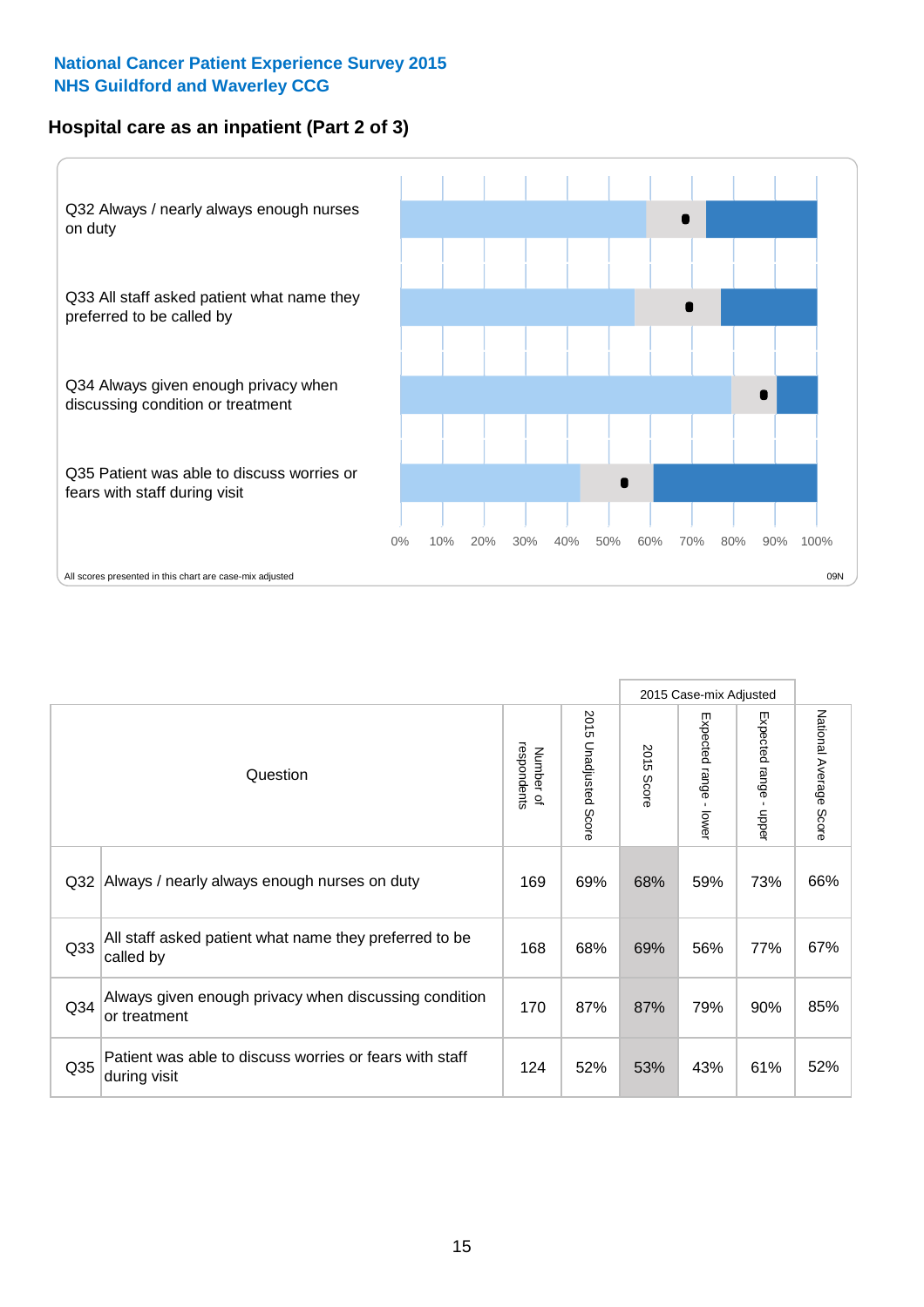National Cancer Patient Experience Survey 2015
NHS Guildford and Waverley CCG

## Hospital care as an inpatient (Part 2 of 3)

Q32 Always / nearly always enough nurses on duty

Q33 All staff asked patient what name they preferred to be called by

Q34 Always given enough privacy when discussing condition or treatment

Q35 Patient was able to discuss worries or fears with staff during visit

0% 10% 20% 30% 40% 50% 60% 70% 80% 90% 100%

All scores presented in this chart are case-mix adjusted

09N

| Question | | Number of respondents | 2015 Unadjusted Score | 2015 Case-mix Adjusted | | | National Average Score |
|---|---|---|---|---|---|---|---|
| | | | | 2015 Score | Expected range - lower | Expected range - upper | |
| Q32 | Always / nearly always enough nurses on duty | 169 | 69% | 68% | 59% | 73% | 66% |
| Q33 | All staff asked patient what name they preferred to be called by | 168 | 68% | 69% | 56% | 77% | 67% |
| Q34 | Always given enough privacy when discussing condition or treatment | 170 | 87% | 87% | 79% | 90% | 85% |
| Q35 | Patient was able to discuss worries or fears with staff during visit | 124 | 52% | 53% | 43% | 61% | 52% |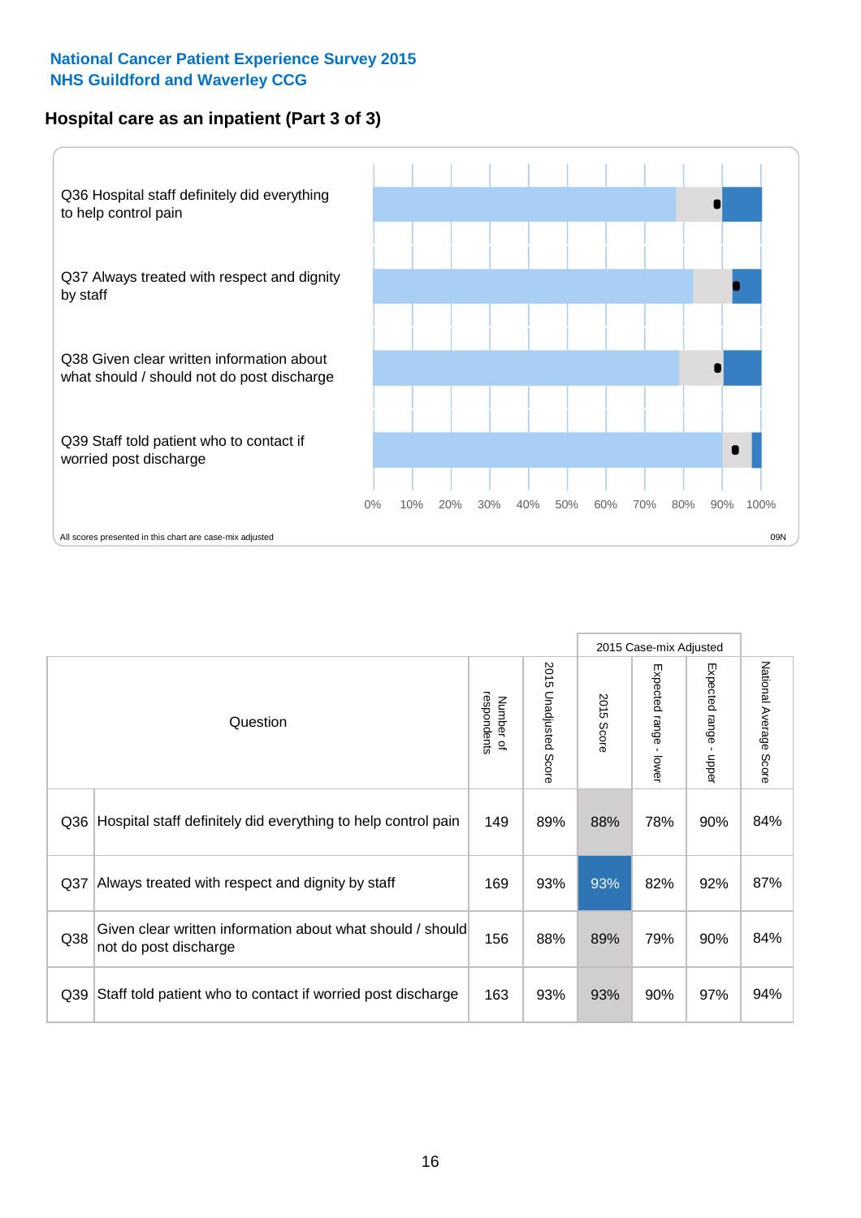**National Cancer Patient Experience Survey 2015**
**NHS Guildford and Waverley CCG**

## Hospital care as an inpatient (Part 3 of 3)

Q36 Hospital staff definitely did everything to help control pain

Q37 Always treated with respect and dignity by staff

Q38 Given clear written information about what should / should not do post discharge

Q39 Staff told patient who to contact if worried post discharge

0% 10% 20% 30% 40% 50% 60% 70% 80% 90% 100%

All scores presented in this chart are case-mix adjusted

09N

| Question | | Number of respondents | 2015 Unadjusted Score | 2015 Case-mix Adjusted | | | National Average Score |
|---|---|---|---|---|---|---|---|
| | | | | 2015 Score | Expected range - lower | Expected range - upper | |
| Q36 | Hospital staff definitely did everything to help control pain | 149 | 89% | 88% | 78% | 90% | 84% |
| Q37 | Always treated with respect and dignity by staff | 169 | 93% | 93% | 82% | 92% | 87% |
| Q38 | Given clear written information about what should / should not do post discharge | 156 | 88% | 89% | 79% | 90% | 84% |
| Q39 | Staff told patient who to contact if worried post discharge | 163 | 93% | 93% | 90% | 97% | 94% |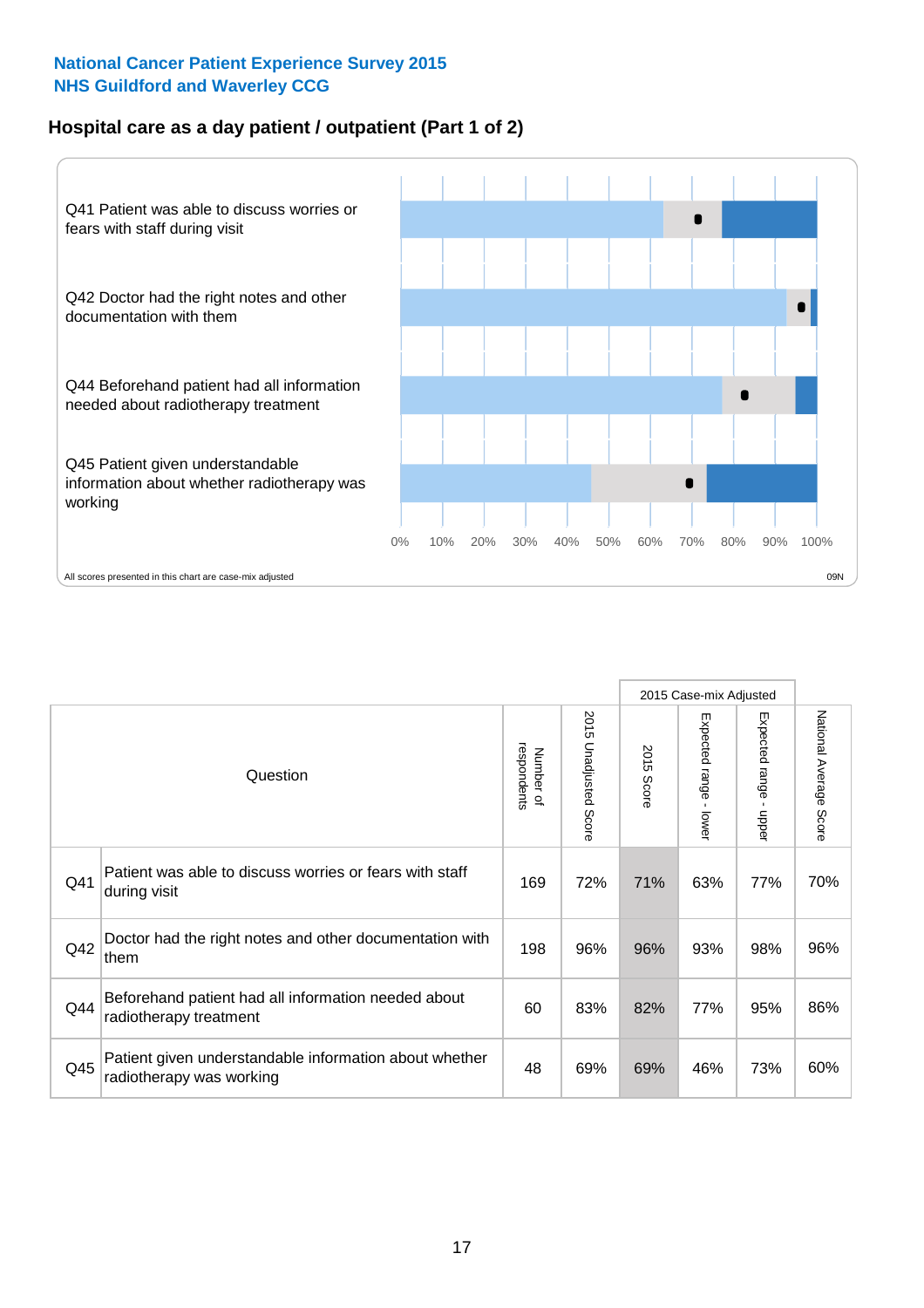National Cancer Patient Experience Survey 2015
NHS Guildford and Waverley CCG

## Hospital care as a day patient / outpatient (Part 1 of 2)

Q41 Patient was able to discuss worries or fears with staff during visit

Q42 Doctor had the right notes and other documentation with them

Q44 Beforehand patient had all information needed about radiotherapy treatment

Q45 Patient given understandable information about whether radiotherapy was working

0% 10% 20% 30% 40% 50% 60% 70% 80% 90% 100%

All scores presented in this chart are case-mix adjusted

09N

| Question | | Number of respondents | 2015 Unadjusted Score | 2015 Case-mix Adjusted | | | National Average Score |
|---|---|---|---|---|---|---|---|
| | | | | 2015 Score | Expected range - lower | Expected range - upper | |
| Q41 | Patient was able to discuss worries or fears with staff during visit | 169 | 72% | 71% | 63% | 77% | 70% |
| Q42 | Doctor had the right notes and other documentation with them | 198 | 96% | 96% | 93% | 98% | 96% |
| Q44 | Beforehand patient had all information needed about radiotherapy treatment | 60 | 83% | 82% | 77% | 95% | 86% |
| Q45 | Patient given understandable information about whether radiotherapy was working | 48 | 69% | 69% | 46% | 73% | 60% |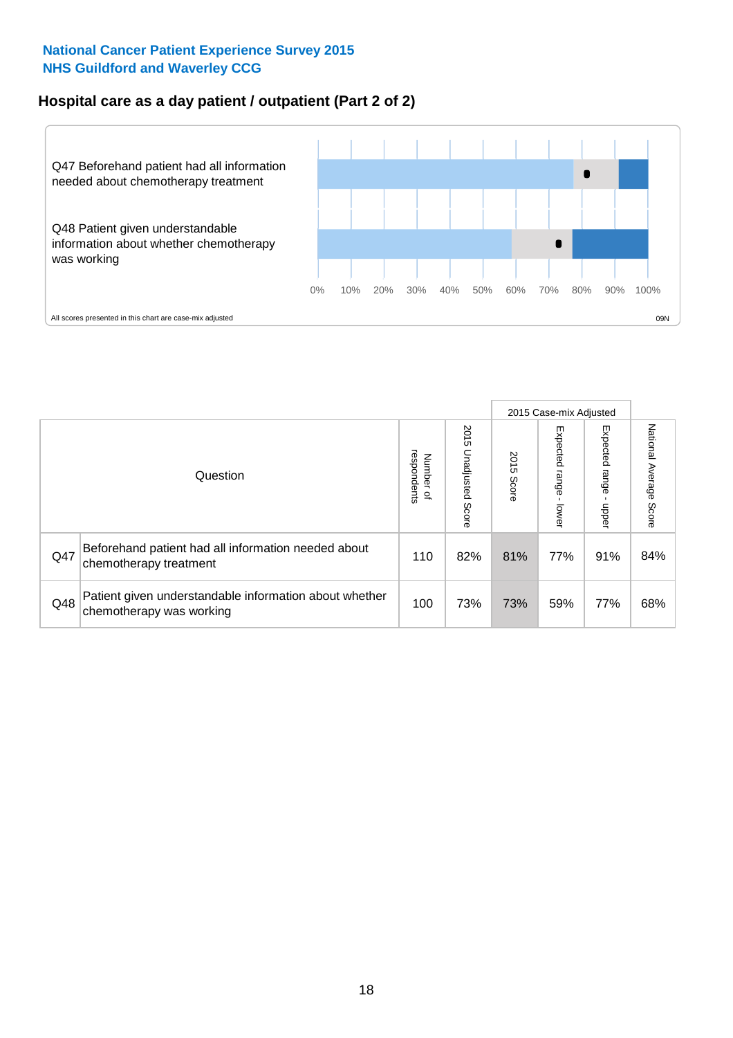**National Cancer Patient Experience Survey 2015**
**NHS Guildford and Waverley CCG**

## Hospital care as a day patient / outpatient (Part 2 of 2)

Q47 Beforehand patient had all information needed about chemotherapy treatment

Q48 Patient given understandable information about whether chemotherapy was working

0% 10% 20% 30% 40% 50% 60% 70% 80% 90% 100%

All scores presented in this chart are case-mix adjusted

09N

| Question | | Number of respondents | 2015 Unadjusted Score | 2015 Case-mix Adjusted 2015 Score | 2015 Case-mix Adjusted Expected range - lower | 2015 Case-mix Adjusted Expected range - upper | National Average Score |
|---|---|---|---|---|---|---|---|
| Q47 | Beforehand patient had all information needed about chemotherapy treatment | 110 | 82% | 81% | 77% | 91% | 84% |
| Q48 | Patient given understandable information about whether chemotherapy was working | 100 | 73% | 73% | 59% | 77% | 68% |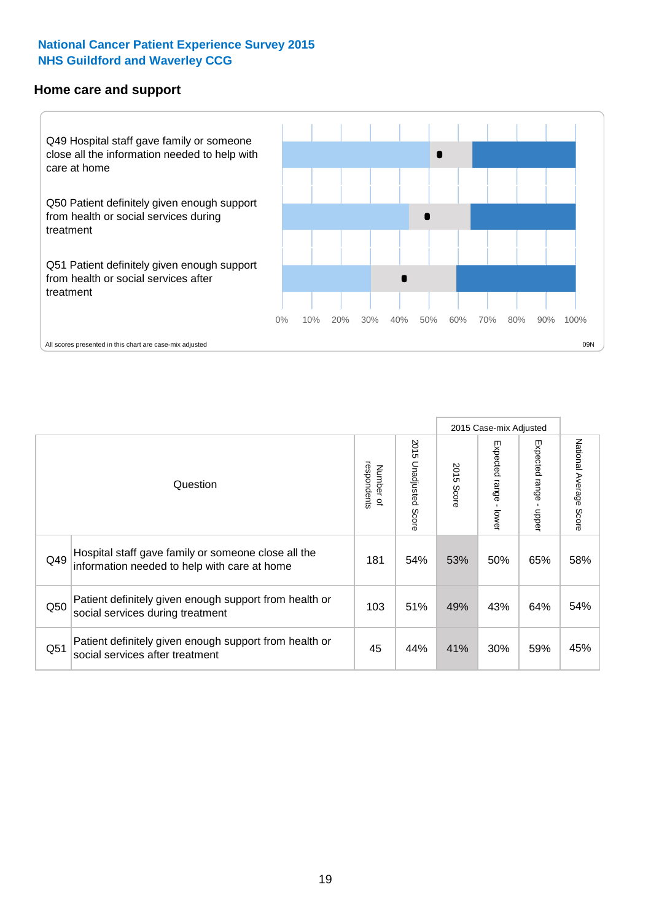**National Cancer Patient Experience Survey 2015**
**NHS Guildford and Waverley CCG**

## Home care and support

Q49 Hospital staff gave family or someone close all the information needed to help with care at home

Q50 Patient definitely given enough support from health or social services during treatment

Q51 Patient definitely given enough support from health or social services after treatment

0% 10% 20% 30% 40% 50% 60% 70% 80% 90% 100%

All scores presented in this chart are case-mix adjusted

09N

| | Question | Number of respondents | 2015 Unadjusted Score | 2015 Case-mix Adjusted: 2015 Score | 2015 Case-mix Adjusted: Expected range - lower | 2015 Case-mix Adjusted: Expected range - upper | National Average Score |
|---|---|---|---|---|---|---|---|
| Q49 | Hospital staff gave family or someone close all the information needed to help with care at home | 181 | 54% | 53% | 50% | 65% | 58% |
| Q50 | Patient definitely given enough support from health or social services during treatment | 103 | 51% | 49% | 43% | 64% | 54% |
| Q51 | Patient definitely given enough support from health or social services after treatment | 45 | 44% | 41% | 30% | 59% | 45% |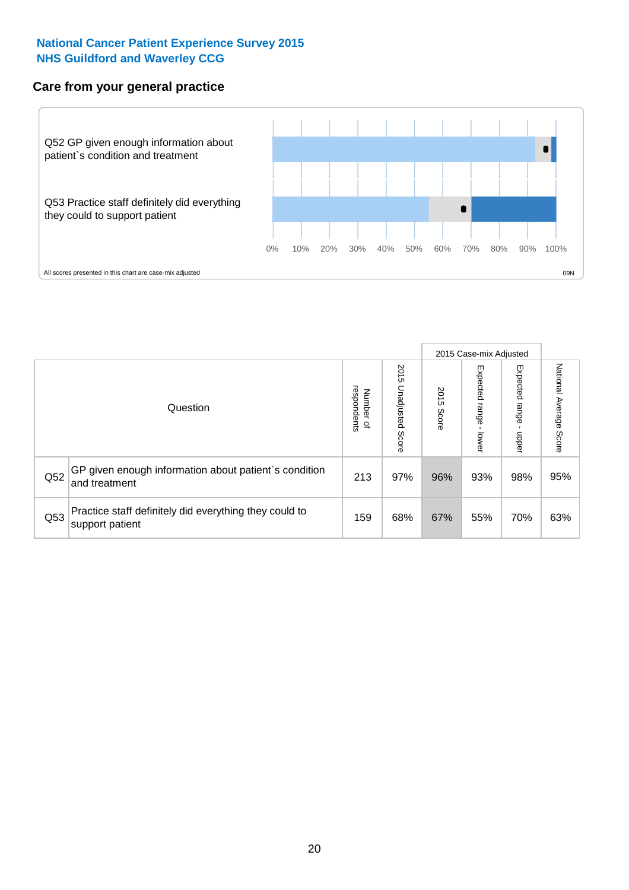National Cancer Patient Experience Survey 2015
NHS Guildford and Waverley CCG

## Care from your general practice

Q52 GP given enough information about patient`s condition and treatment

Q53 Practice staff definitely did everything they could to support patient

0% 10% 20% 30% 40% 50% 60% 70% 80% 90% 100%

All scores presented in this chart are case-mix adjusted

09N

| Question | | Number of respondents | 2015 Unadjusted Score | 2015 Case-mix Adjusted: 2015 Score | 2015 Case-mix Adjusted: Expected range - lower | 2015 Case-mix Adjusted: Expected range - upper | National Average Score |
|---|---|---|---|---|---|---|---|
| Q52 | GP given enough information about patient`s condition and treatment | 213 | 97% | 96% | 93% | 98% | 95% |
| Q53 | Practice staff definitely did everything they could to support patient | 159 | 68% | 67% | 55% | 70% | 63% |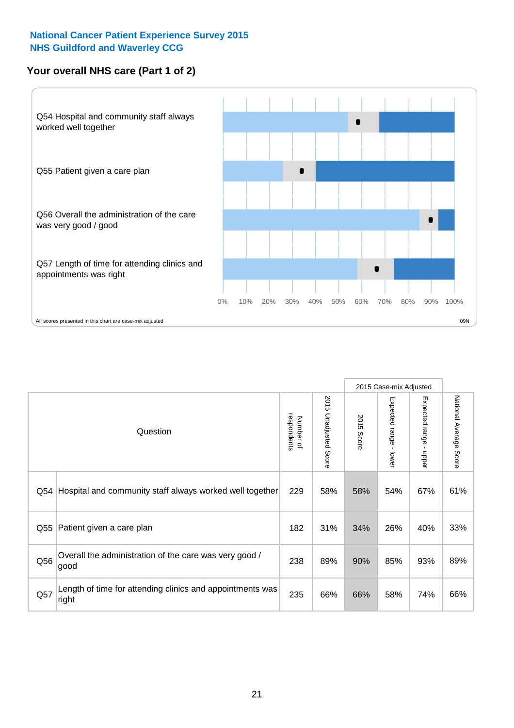National Cancer Patient Experience Survey 2015
NHS Guildford and Waverley CCG

## Your overall NHS care (Part 1 of 2)

Q54 Hospital and community staff always worked well together

Q55 Patient given a care plan

Q56 Overall the administration of the care was very good / good

Q57 Length of time for attending clinics and appointments was right

0% 10% 20% 30% 40% 50% 60% 70% 80% 90% 100%

All scores presented in this chart are case-mix adjusted

09N

| | Question | Number of respondents | 2015 Unadjusted Score | 2015 Case-mix Adjusted | | | National Average Score |
|---|---|---|---|---|---|---|---|
| | | | | 2015 Score | Expected range - lower | Expected range - upper | |
| Q54 | Hospital and community staff always worked well together | 229 | 58% | 58% | 54% | 67% | 61% |
| Q55 | Patient given a care plan | 182 | 31% | 34% | 26% | 40% | 33% |
| Q56 | Overall the administration of the care was very good / good | 238 | 89% | 90% | 85% | 93% | 89% |
| Q57 | Length of time for attending clinics and appointments was right | 235 | 66% | 66% | 58% | 74% | 66% |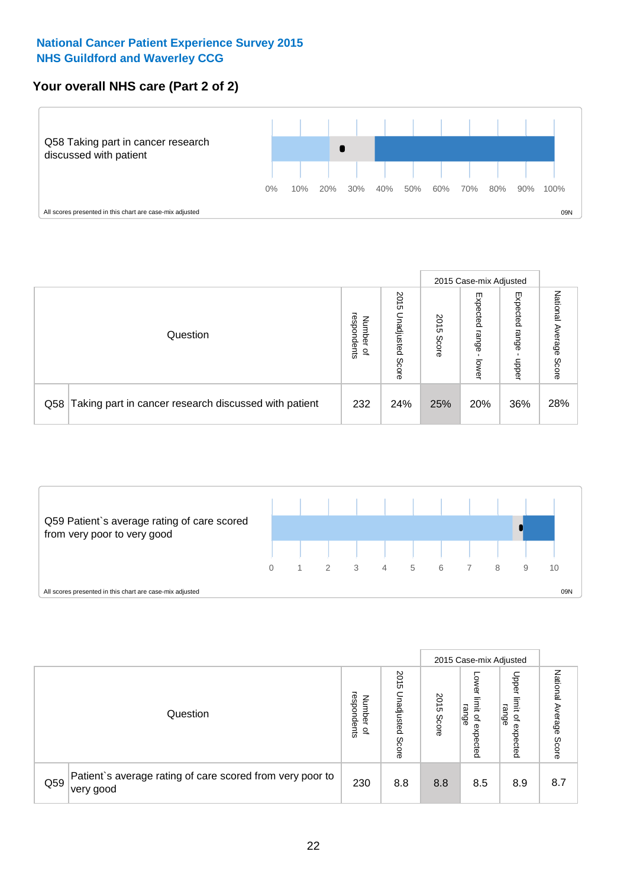National Cancer Patient Experience Survey 2015
NHS Guildford and Waverley CCG

## Your overall NHS care (Part 2 of 2)

Q58 Taking part in cancer research discussed with patient

0% 10% 20% 30% 40% 50% 60% 70% 80% 90% 100%

All scores presented in this chart are case-mix adjusted

09N

| | Question | Number of respondents | 2015 Unadjusted Score | 2015 Case-mix Adjusted | | | National Average Score |
|---|---|---|---|---|---|---|---|
| | | | | 2015 Score | Expected range - lower | Expected range - upper | |
| Q58 | Taking part in cancer research discussed with patient | 232 | 24% | 25% | 20% | 36% | 28% |

Q59 Patient`s average rating of care scored from very poor to very good

0 1 2 3 4 5 6 7 8 9 10

All scores presented in this chart are case-mix adjusted

09N

| | Question | Number of respondents | 2015 Unadjusted Score | 2015 Case-mix Adjusted | | | National Average Score |
|---|---|---|---|---|---|---|---|
| | | | | 2015 Score | Lower limit of expected range | Upper limit of expected range | |
| Q59 | Patient`s average rating of care scored from very poor to very good | 230 | 8.8 | 8.8 | 8.5 | 8.9 | 8.7 |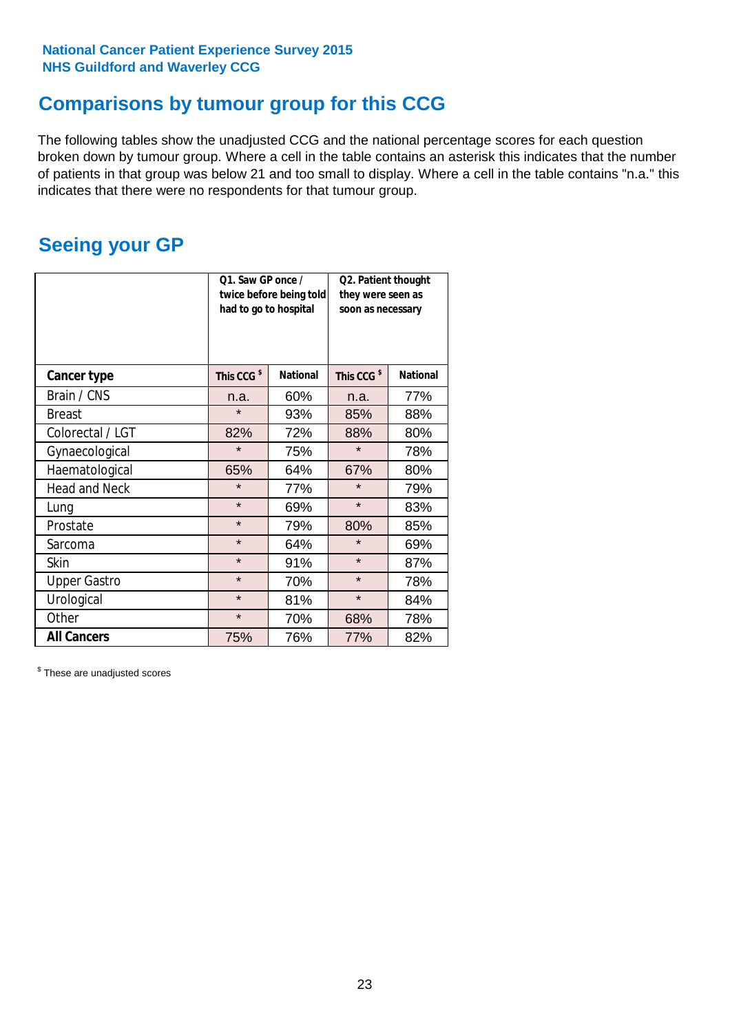**National Cancer Patient Experience Survey 2015**
**NHS Guildford and Waverley CCG**

## Comparisons by tumour group for this CCG

The following tables show the unadjusted CCG and the national percentage scores for each question broken down by tumour group. Where a cell in the table contains an asterisk this indicates that the number of patients in that group was below 21 and too small to display. Where a cell in the table contains "n.a." this indicates that there were no respondents for that tumour group.

## Seeing your GP

| | Q1. Saw GP once / twice before being told had to go to hospital | | Q2. Patient thought they were seen as soon as necessary | |
|---|---|---|---|---|
| **Cancer type** | **This CCG $** | **National** | **This CCG $** | **National** |
| Brain / CNS | n.a. | 60% | n.a. | 77% |
| Breast | * | 93% | 85% | 88% |
| Colorectal / LGT | 82% | 72% | 88% | 80% |
| Gynaecological | * | 75% | * | 78% |
| Haematological | 65% | 64% | 67% | 80% |
| Head and Neck | * | 77% | * | 79% |
| Lung | * | 69% | * | 83% |
| Prostate | * | 79% | 80% | 85% |
| Sarcoma | * | 64% | * | 69% |
| Skin | * | 91% | * | 87% |
| Upper Gastro | * | 70% | * | 78% |
| Urological | * | 81% | * | 84% |
| Other | * | 70% | 68% | 78% |
| **All Cancers** | 75% | 76% | 77% | 82% |

$ These are unadjusted scores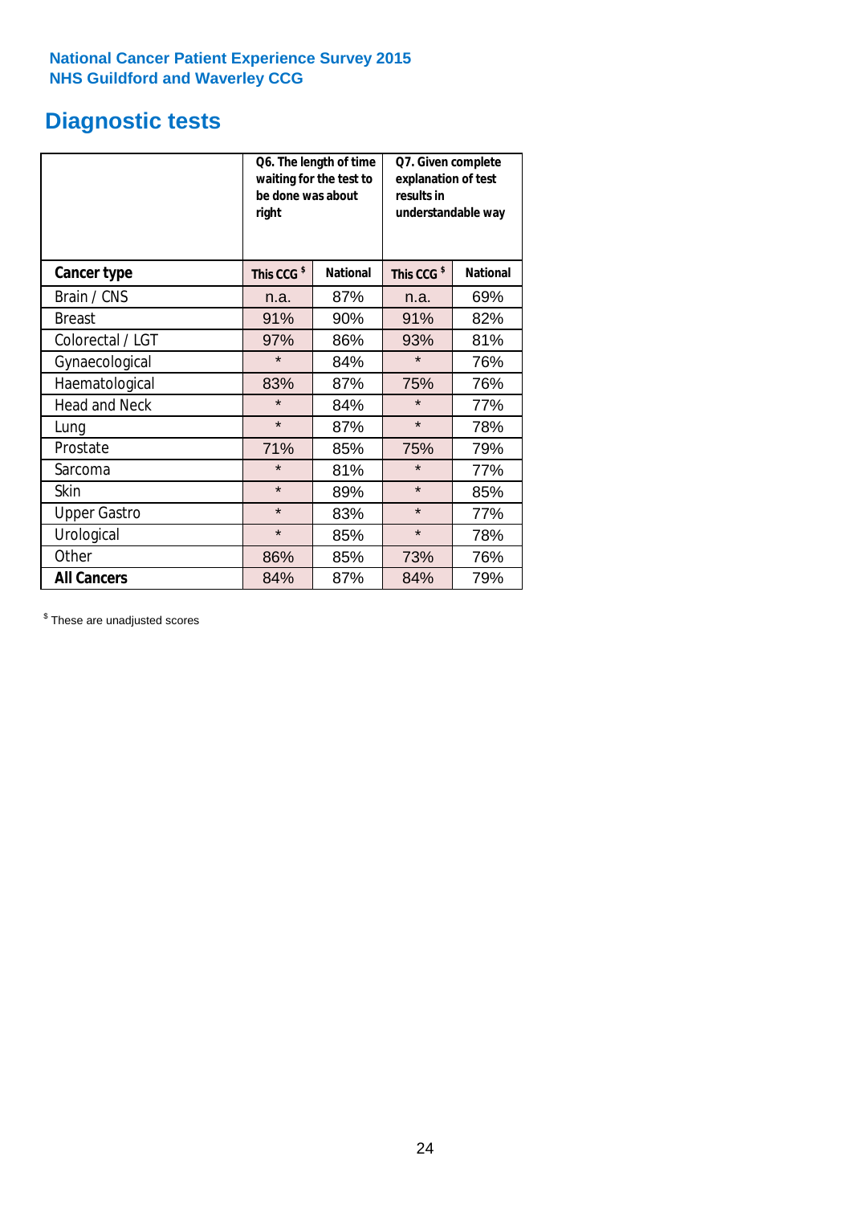**National Cancer Patient Experience Survey 2015**
**NHS Guildford and Waverley CCG**

## Diagnostic tests

| | Q6. The length of time waiting for the test to be done was about right | | Q7. Given complete explanation of test results in understandable way | |
|---|---|---|---|---|
| **Cancer type** | **This CCG $** | **National** | **This CCG $** | **National** |
| Brain / CNS | n.a. | 87% | n.a. | 69% |
| Breast | 91% | 90% | 91% | 82% |
| Colorectal / LGT | 97% | 86% | 93% | 81% |
| Gynaecological | * | 84% | * | 76% |
| Haematological | 83% | 87% | 75% | 76% |
| Head and Neck | * | 84% | * | 77% |
| Lung | * | 87% | * | 78% |
| Prostate | 71% | 85% | 75% | 79% |
| Sarcoma | * | 81% | * | 77% |
| Skin | * | 89% | * | 85% |
| Upper Gastro | * | 83% | * | 77% |
| Urological | * | 85% | * | 78% |
| Other | 86% | 85% | 73% | 76% |
| **All Cancers** | 84% | 87% | 84% | 79% |

$ These are unadjusted scores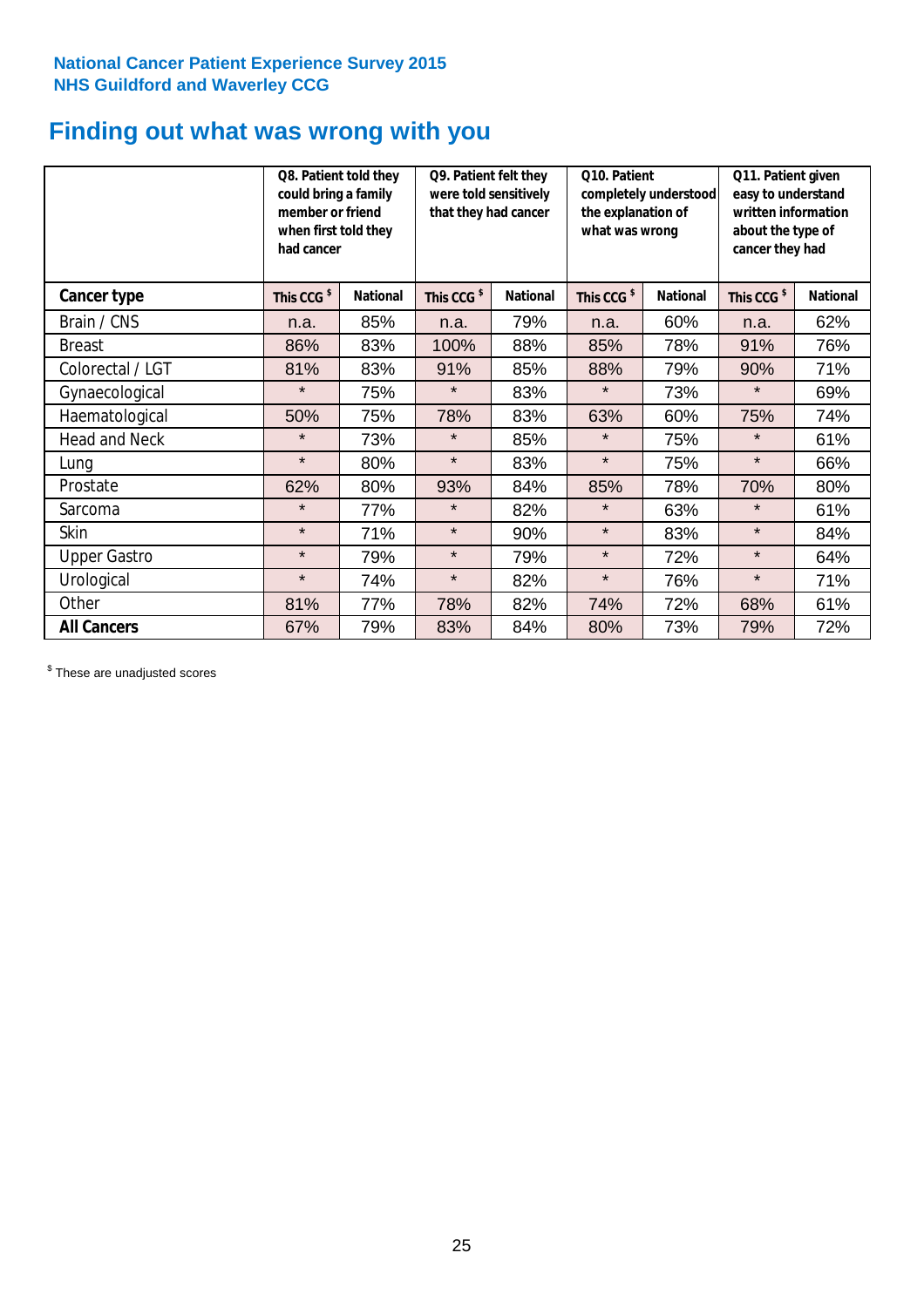National Cancer Patient Experience Survey 2015
NHS Guildford and Waverley CCG

# Finding out what was wrong with you

| | Q8. Patient told they could bring a family member or friend when first told they had cancer | | Q9. Patient felt they were told sensitively that they had cancer | | Q10. Patient completely understood the explanation of what was wrong | | Q11. Patient given easy to understand written information about the type of cancer they had | |
|---|---|---|---|---|---|---|---|---|
| **Cancer type** | **This CCG $** | **National** | **This CCG $** | **National** | **This CCG $** | **National** | **This CCG $** | **National** |
| Brain / CNS | n.a. | 85% | n.a. | 79% | n.a. | 60% | n.a. | 62% |
| Breast | 86% | 83% | 100% | 88% | 85% | 78% | 91% | 76% |
| Colorectal / LGT | 81% | 83% | 91% | 85% | 88% | 79% | 90% | 71% |
| Gynaecological | * | 75% | * | 83% | * | 73% | * | 69% |
| Haematological | 50% | 75% | 78% | 83% | 63% | 60% | 75% | 74% |
| Head and Neck | * | 73% | * | 85% | * | 75% | * | 61% |
| Lung | * | 80% | * | 83% | * | 75% | * | 66% |
| Prostate | 62% | 80% | 93% | 84% | 85% | 78% | 70% | 80% |
| Sarcoma | * | 77% | * | 82% | * | 63% | * | 61% |
| Skin | * | 71% | * | 90% | * | 83% | * | 84% |
| Upper Gastro | * | 79% | * | 79% | * | 72% | * | 64% |
| Urological | * | 74% | * | 82% | * | 76% | * | 71% |
| Other | 81% | 77% | 78% | 82% | 74% | 72% | 68% | 61% |
| **All Cancers** | 67% | 79% | 83% | 84% | 80% | 73% | 79% | 72% |

$ These are unadjusted scores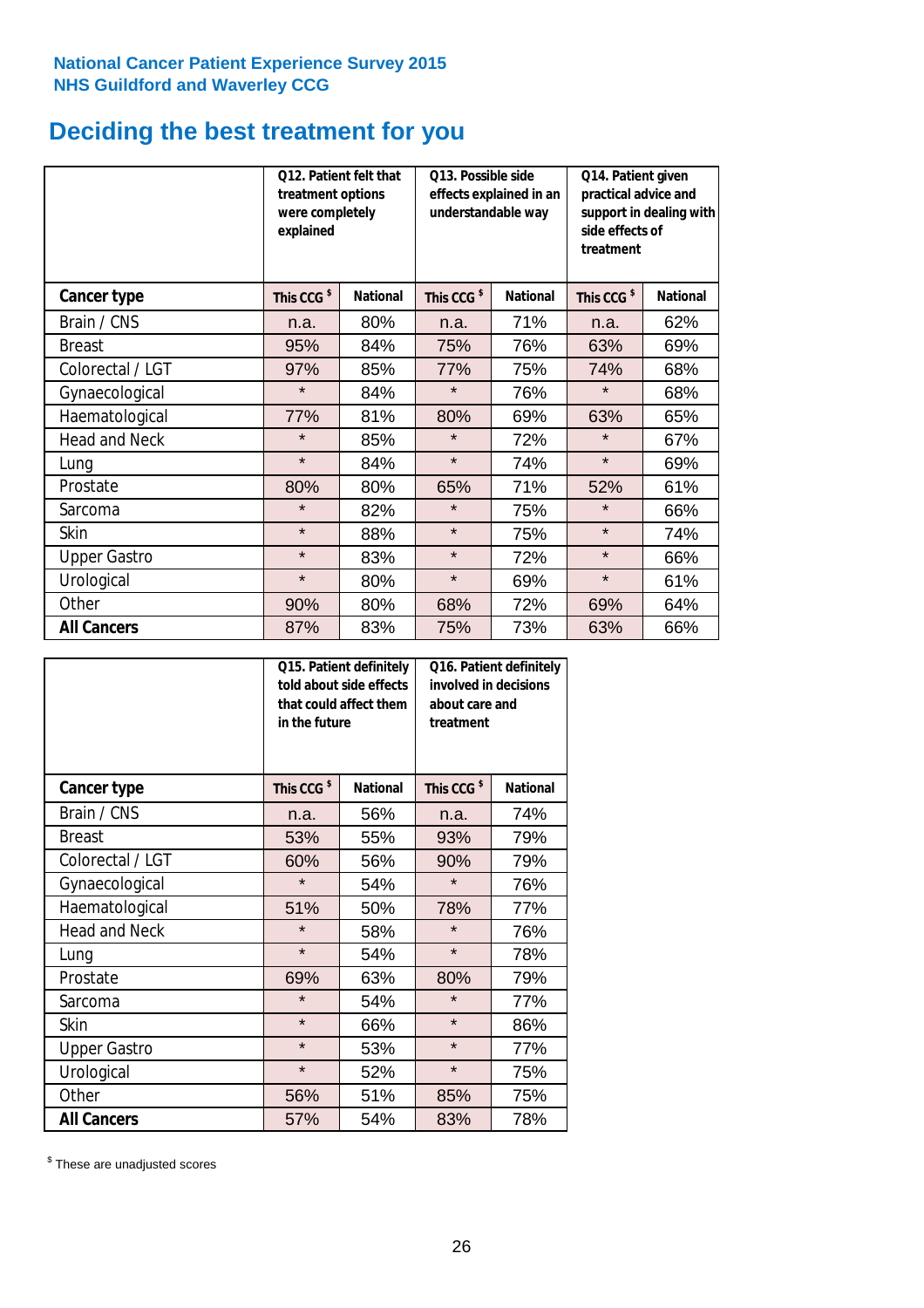National Cancer Patient Experience Survey 2015
NHS Guildford and Waverley CCG

# Deciding the best treatment for you

| | Q12. Patient felt that treatment options were completely explained | | Q13. Possible side effects explained in an understandable way | | Q14. Patient given practical advice and support in dealing with side effects of treatment | |
|---|---|---|---|---|---|---|
| **Cancer type** | **This CCG $** | **National** | **This CCG $** | **National** | **This CCG $** | **National** |
| Brain / CNS | n.a. | 80% | n.a. | 71% | n.a. | 62% |
| Breast | 95% | 84% | 75% | 76% | 63% | 69% |
| Colorectal / LGT | 97% | 85% | 77% | 75% | 74% | 68% |
| Gynaecological | * | 84% | * | 76% | * | 68% |
| Haematological | 77% | 81% | 80% | 69% | 63% | 65% |
| Head and Neck | * | 85% | * | 72% | * | 67% |
| Lung | * | 84% | * | 74% | * | 69% |
| Prostate | 80% | 80% | 65% | 71% | 52% | 61% |
| Sarcoma | * | 82% | * | 75% | * | 66% |
| Skin | * | 88% | * | 75% | * | 74% |
| Upper Gastro | * | 83% | * | 72% | * | 66% |
| Urological | * | 80% | * | 69% | * | 61% |
| Other | 90% | 80% | 68% | 72% | 69% | 64% |
| **All Cancers** | 87% | 83% | 75% | 73% | 63% | 66% |

| | Q15. Patient definitely told about side effects that could affect them in the future | | Q16. Patient definitely involved in decisions about care and treatment | |
|---|---|---|---|---|
| **Cancer type** | **This CCG $** | **National** | **This CCG $** | **National** |
| Brain / CNS | n.a. | 56% | n.a. | 74% |
| Breast | 53% | 55% | 93% | 79% |
| Colorectal / LGT | 60% | 56% | 90% | 79% |
| Gynaecological | * | 54% | * | 76% |
| Haematological | 51% | 50% | 78% | 77% |
| Head and Neck | * | 58% | * | 76% |
| Lung | * | 54% | * | 78% |
| Prostate | 69% | 63% | 80% | 79% |
| Sarcoma | * | 54% | * | 77% |
| Skin | * | 66% | * | 86% |
| Upper Gastro | * | 53% | * | 77% |
| Urological | * | 52% | * | 75% |
| Other | 56% | 51% | 85% | 75% |
| **All Cancers** | 57% | 54% | 83% | 78% |

$ These are unadjusted scores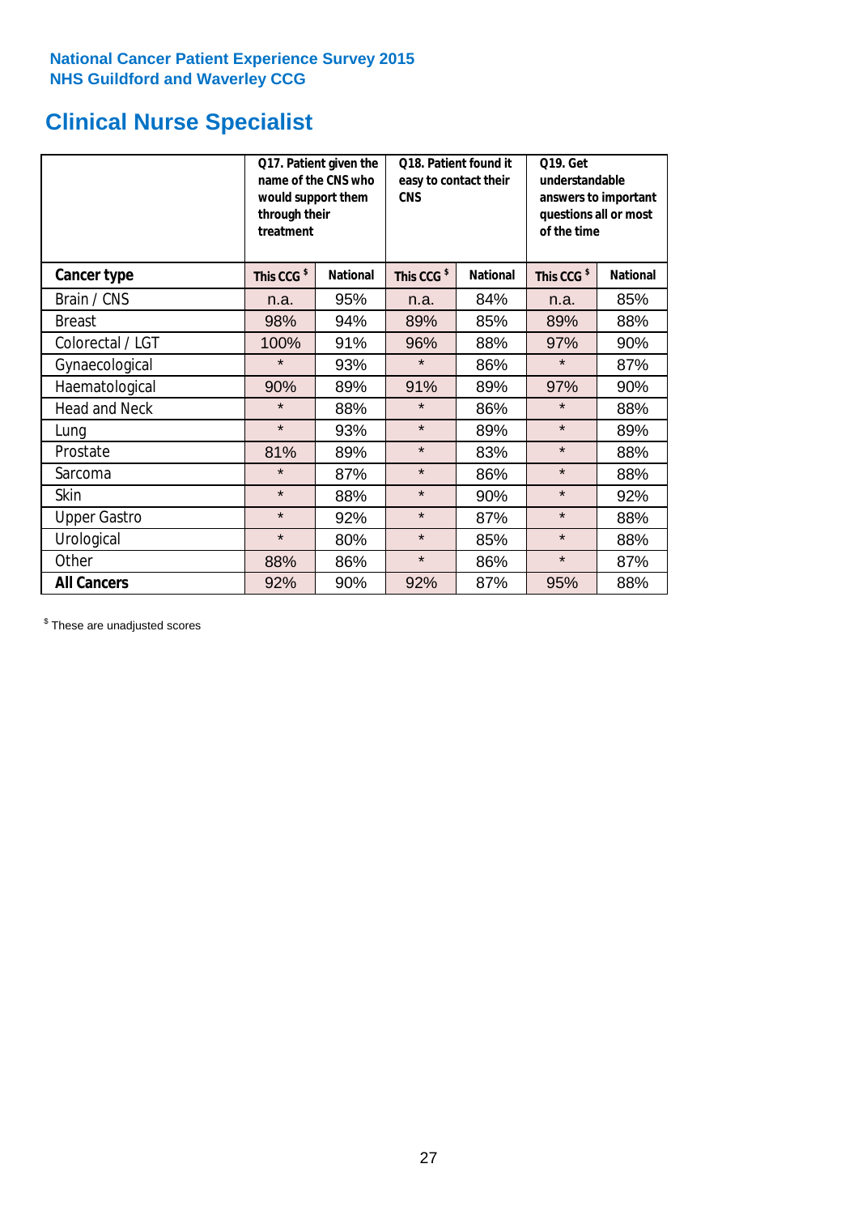National Cancer Patient Experience Survey 2015
NHS Guildford and Waverley CCG

# Clinical Nurse Specialist

| | Q17. Patient given the name of the CNS who would support them through their treatment | | Q18. Patient found it easy to contact their CNS | | Q19. Get understandable answers to important questions all or most of the time | |
|---|---|---|---|---|---|---|
| **Cancer type** | **This CCG $** | **National** | **This CCG $** | **National** | **This CCG $** | **National** |
| Brain / CNS | n.a. | 95% | n.a. | 84% | n.a. | 85% |
| Breast | 98% | 94% | 89% | 85% | 89% | 88% |
| Colorectal / LGT | 100% | 91% | 96% | 88% | 97% | 90% |
| Gynaecological | * | 93% | * | 86% | * | 87% |
| Haematological | 90% | 89% | 91% | 89% | 97% | 90% |
| Head and Neck | * | 88% | * | 86% | * | 88% |
| Lung | * | 93% | * | 89% | * | 89% |
| Prostate | 81% | 89% | * | 83% | * | 88% |
| Sarcoma | * | 87% | * | 86% | * | 88% |
| Skin | * | 88% | * | 90% | * | 92% |
| Upper Gastro | * | 92% | * | 87% | * | 88% |
| Urological | * | 80% | * | 85% | * | 88% |
| Other | 88% | 86% | * | 86% | * | 87% |
| **All Cancers** | 92% | 90% | 92% | 87% | 95% | 88% |

$ These are unadjusted scores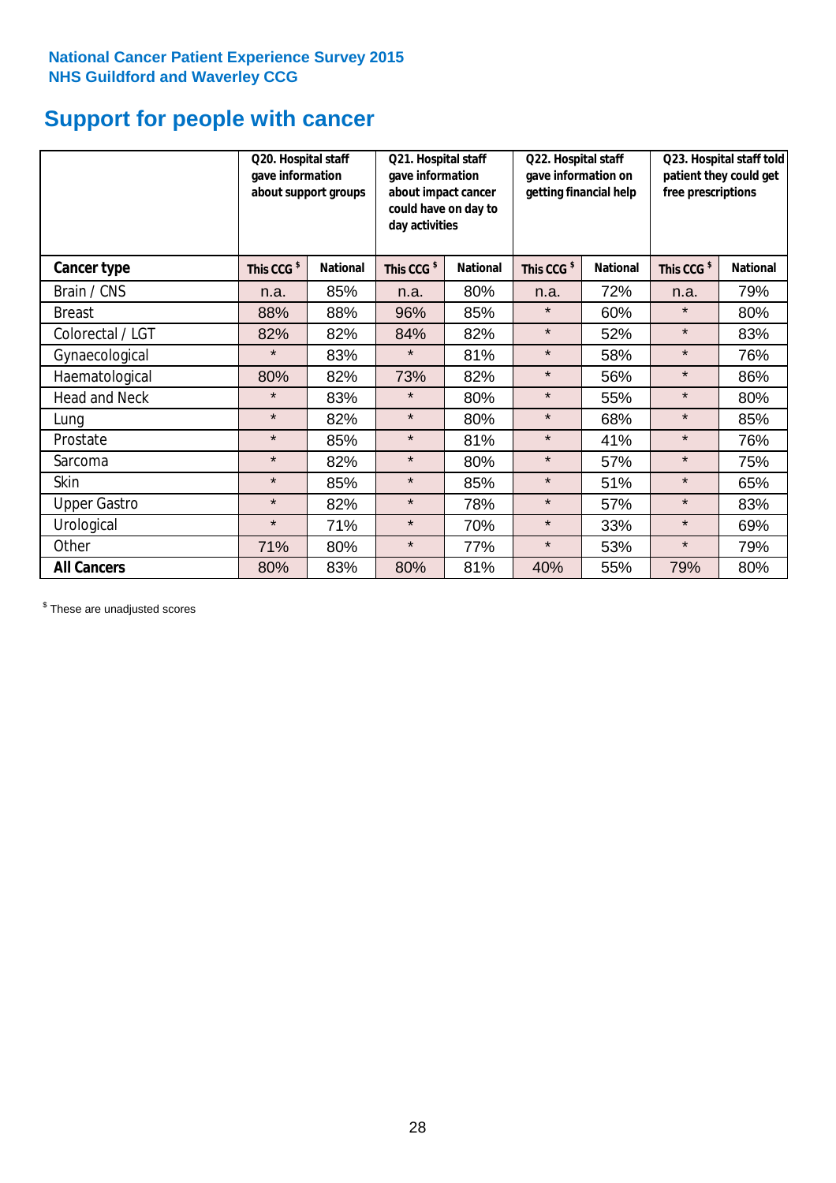National Cancer Patient Experience Survey 2015
NHS Guildford and Waverley CCG

# Support for people with cancer

| | Q20. Hospital staff gave information about support groups | | Q21. Hospital staff gave information about impact cancer could have on day to day activities | | Q22. Hospital staff gave information on getting financial help | | Q23. Hospital staff told patient they could get free prescriptions | |
|---|---|---|---|---|---|---|---|---|
| **Cancer type** | **This CCG $** | **National** | **This CCG $** | **National** | **This CCG $** | **National** | **This CCG $** | **National** |
| Brain / CNS | n.a. | 85% | n.a. | 80% | n.a. | 72% | n.a. | 79% |
| Breast | 88% | 88% | 96% | 85% | * | 60% | * | 80% |
| Colorectal / LGT | 82% | 82% | 84% | 82% | * | 52% | * | 83% |
| Gynaecological | * | 83% | * | 81% | * | 58% | * | 76% |
| Haematological | 80% | 82% | 73% | 82% | * | 56% | * | 86% |
| Head and Neck | * | 83% | * | 80% | * | 55% | * | 80% |
| Lung | * | 82% | * | 80% | * | 68% | * | 85% |
| Prostate | * | 85% | * | 81% | * | 41% | * | 76% |
| Sarcoma | * | 82% | * | 80% | * | 57% | * | 75% |
| Skin | * | 85% | * | 85% | * | 51% | * | 65% |
| Upper Gastro | * | 82% | * | 78% | * | 57% | * | 83% |
| Urological | * | 71% | * | 70% | * | 33% | * | 69% |
| Other | 71% | 80% | * | 77% | * | 53% | * | 79% |
| **All Cancers** | 80% | 83% | 80% | 81% | 40% | 55% | 79% | 80% |

$ These are unadjusted scores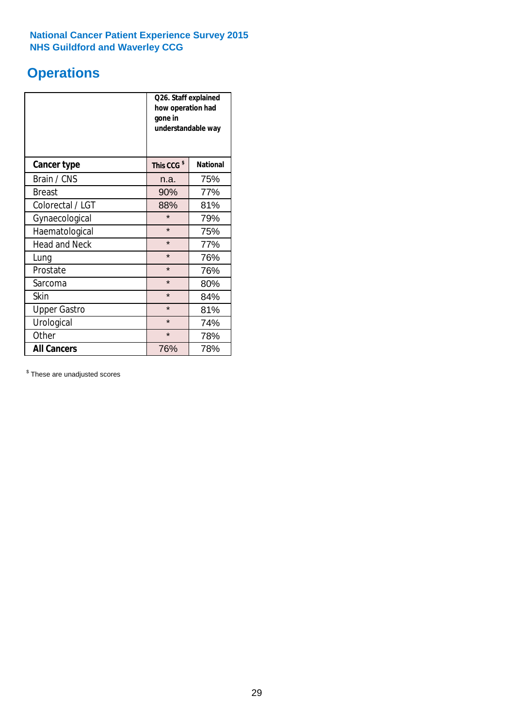National Cancer Patient Experience Survey 2015
NHS Guildford and Waverley CCG

## Operations

| | Q26. Staff explained how operation had gone in understandable way | |
|---|---|---|
| **Cancer type** | **This CCG $** | **National** |
| Brain / CNS | n.a. | 75% |
| Breast | 90% | 77% |
| Colorectal / LGT | 88% | 81% |
| Gynaecological | * | 79% |
| Haematological | * | 75% |
| Head and Neck | * | 77% |
| Lung | * | 76% |
| Prostate | * | 76% |
| Sarcoma | * | 80% |
| Skin | * | 84% |
| Upper Gastro | * | 81% |
| Urological | * | 74% |
| Other | * | 78% |
| **All Cancers** | 76% | 78% |

$ These are unadjusted scores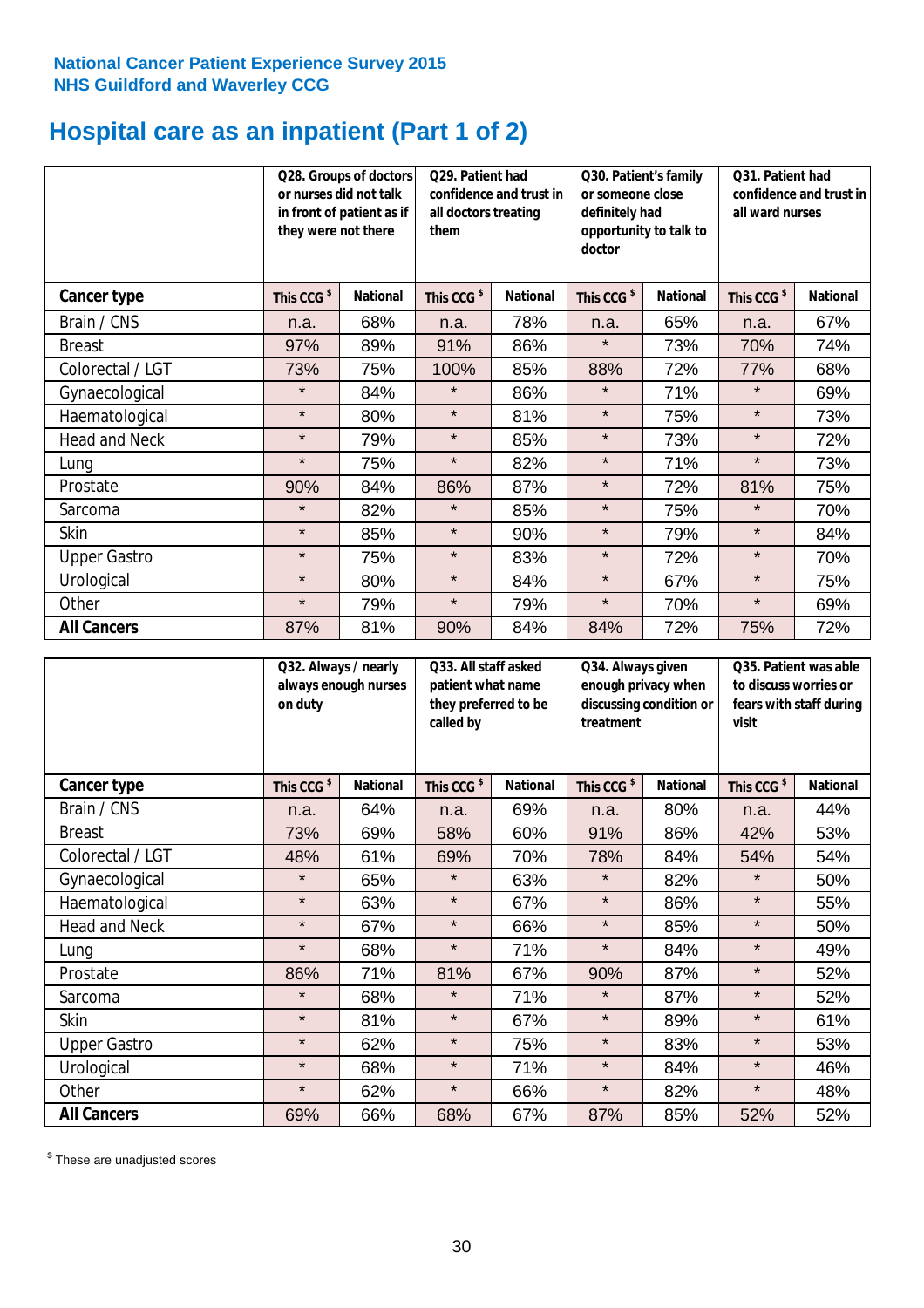**National Cancer Patient Experience Survey 2015**
**NHS Guildford and Waverley CCG**

# Hospital care as an inpatient (Part 1 of 2)

| | Q28. Groups of doctors or nurses did not talk in front of patient as if they were not there | | Q29. Patient had confidence and trust in all doctors treating them | | Q30. Patient's family or someone close definitely had opportunity to talk to doctor | | Q31. Patient had confidence and trust in all ward nurses | |
|---|---|---|---|---|---|---|---|---|
| **Cancer type** | **This CCG $** | **National** | **This CCG $** | **National** | **This CCG $** | **National** | **This CCG $** | **National** |
| Brain / CNS | n.a. | 68% | n.a. | 78% | n.a. | 65% | n.a. | 67% |
| Breast | 97% | 89% | 91% | 86% | * | 73% | 70% | 74% |
| Colorectal / LGT | 73% | 75% | 100% | 85% | 88% | 72% | 77% | 68% |
| Gynaecological | * | 84% | * | 86% | * | 71% | * | 69% |
| Haematological | * | 80% | * | 81% | * | 75% | * | 73% |
| Head and Neck | * | 79% | * | 85% | * | 73% | * | 72% |
| Lung | * | 75% | * | 82% | * | 71% | * | 73% |
| Prostate | 90% | 84% | 86% | 87% | * | 72% | 81% | 75% |
| Sarcoma | * | 82% | * | 85% | * | 75% | * | 70% |
| Skin | * | 85% | * | 90% | * | 79% | * | 84% |
| Upper Gastro | * | 75% | * | 83% | * | 72% | * | 70% |
| Urological | * | 80% | * | 84% | * | 67% | * | 75% |
| Other | * | 79% | * | 79% | * | 70% | * | 69% |
| **All Cancers** | 87% | 81% | 90% | 84% | 84% | 72% | 75% | 72% |

| | Q32. Always / nearly always enough nurses on duty | | Q33. All staff asked patient what name they preferred to be called by | | Q34. Always given enough privacy when discussing condition or treatment | | Q35. Patient was able to discuss worries or fears with staff during visit | |
|---|---|---|---|---|---|---|---|---|
| **Cancer type** | **This CCG $** | **National** | **This CCG $** | **National** | **This CCG $** | **National** | **This CCG $** | **National** |
| Brain / CNS | n.a. | 64% | n.a. | 69% | n.a. | 80% | n.a. | 44% |
| Breast | 73% | 69% | 58% | 60% | 91% | 86% | 42% | 53% |
| Colorectal / LGT | 48% | 61% | 69% | 70% | 78% | 84% | 54% | 54% |
| Gynaecological | * | 65% | * | 63% | * | 82% | * | 50% |
| Haematological | * | 63% | * | 67% | * | 86% | * | 55% |
| Head and Neck | * | 67% | * | 66% | * | 85% | * | 50% |
| Lung | * | 68% | * | 71% | * | 84% | * | 49% |
| Prostate | 86% | 71% | 81% | 67% | 90% | 87% | * | 52% |
| Sarcoma | * | 68% | * | 71% | * | 87% | * | 52% |
| Skin | * | 81% | * | 67% | * | 89% | * | 61% |
| Upper Gastro | * | 62% | * | 75% | * | 83% | * | 53% |
| Urological | * | 68% | * | 71% | * | 84% | * | 46% |
| Other | * | 62% | * | 66% | * | 82% | * | 48% |
| **All Cancers** | 69% | 66% | 68% | 67% | 87% | 85% | 52% | 52% |

$ These are unadjusted scores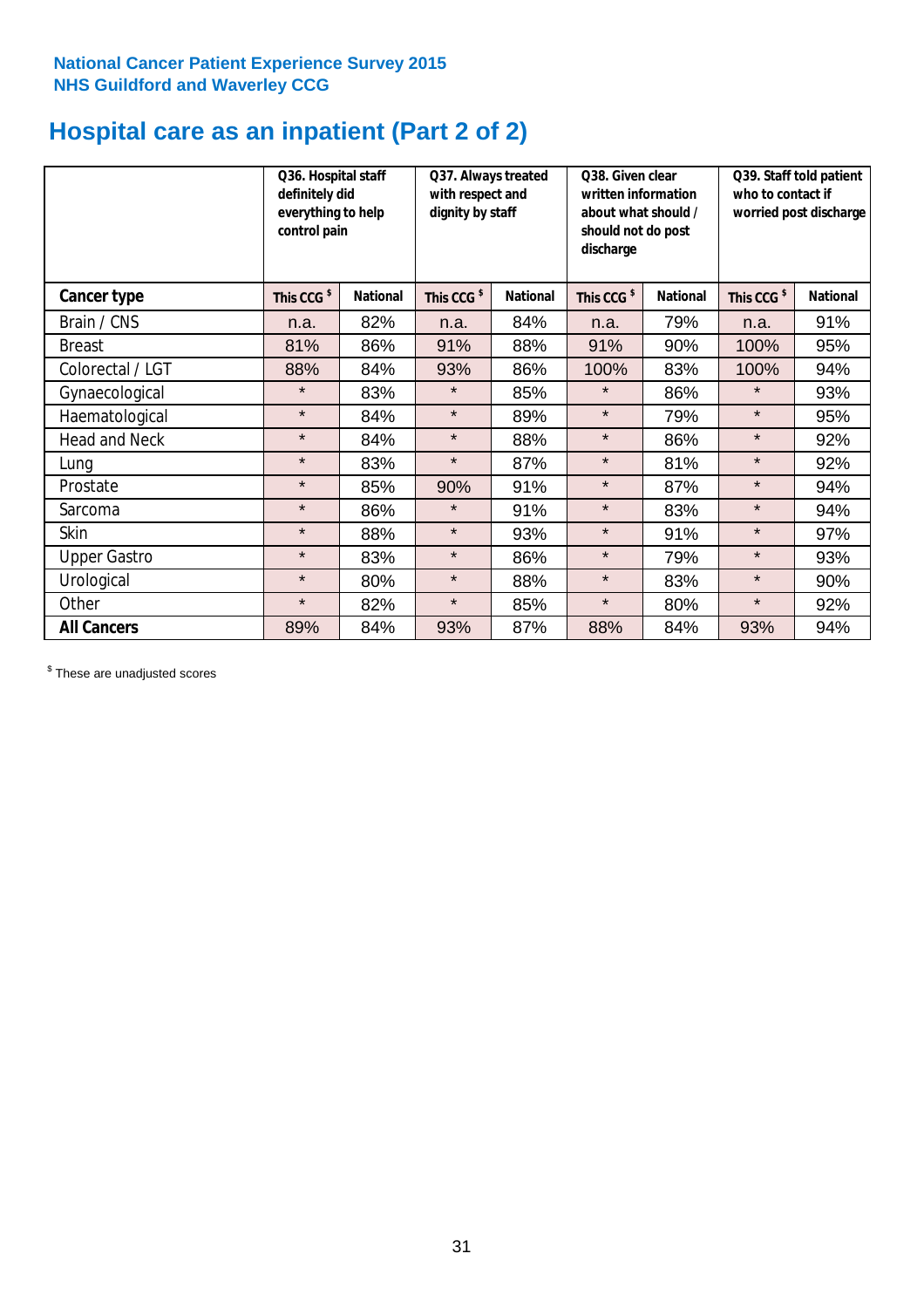National Cancer Patient Experience Survey 2015
NHS Guildford and Waverley CCG

# Hospital care as an inpatient (Part 2 of 2)

| | Q36. Hospital staff definitely did everything to help control pain | | Q37. Always treated with respect and dignity by staff | | Q38. Given clear written information about what should / should not do post discharge | | Q39. Staff told patient who to contact if worried post discharge | |
|---|---|---|---|---|---|---|---|---|
| **Cancer type** | This CCG $ | National | This CCG $ | National | This CCG $ | National | This CCG $ | National |
| Brain / CNS | n.a. | 82% | n.a. | 84% | n.a. | 79% | n.a. | 91% |
| Breast | 81% | 86% | 91% | 88% | 91% | 90% | 100% | 95% |
| Colorectal / LGT | 88% | 84% | 93% | 86% | 100% | 83% | 100% | 94% |
| Gynaecological | * | 83% | * | 85% | * | 86% | * | 93% |
| Haematological | * | 84% | * | 89% | * | 79% | * | 95% |
| Head and Neck | * | 84% | * | 88% | * | 86% | * | 92% |
| Lung | * | 83% | * | 87% | * | 81% | * | 92% |
| Prostate | * | 85% | 90% | 91% | * | 87% | * | 94% |
| Sarcoma | * | 86% | * | 91% | * | 83% | * | 94% |
| Skin | * | 88% | * | 93% | * | 91% | * | 97% |
| Upper Gastro | * | 83% | * | 86% | * | 79% | * | 93% |
| Urological | * | 80% | * | 88% | * | 83% | * | 90% |
| Other | * | 82% | * | 85% | * | 80% | * | 92% |
| **All Cancers** | 89% | 84% | 93% | 87% | 88% | 84% | 93% | 94% |

$ These are unadjusted scores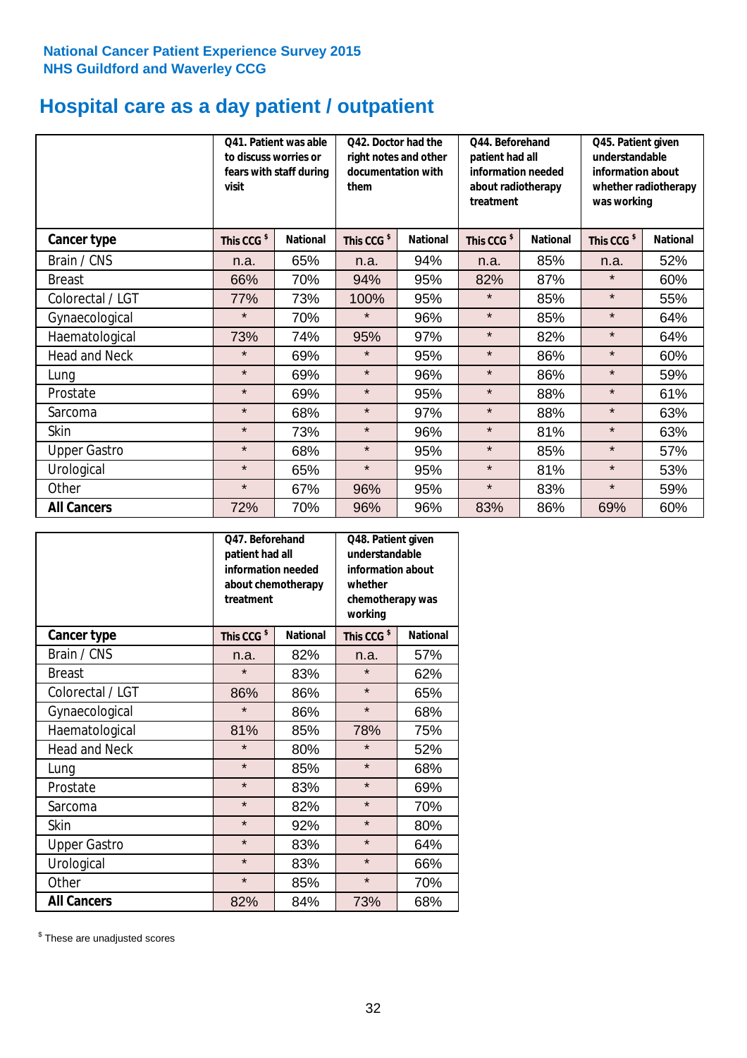National Cancer Patient Experience Survey 2015
NHS Guildford and Waverley CCG

# Hospital care as a day patient / outpatient

| | Q41. Patient was able to discuss worries or fears with staff during visit | | Q42. Doctor had the right notes and other documentation with them | | Q44. Beforehand patient had all information needed about radiotherapy treatment | | Q45. Patient given understandable information about whether radiotherapy was working | |
|---|---|---|---|---|---|---|---|---|
| **Cancer type** | **This CCG $** | **National** | **This CCG $** | **National** | **This CCG $** | **National** | **This CCG $** | **National** |
| Brain / CNS | n.a. | 65% | n.a. | 94% | n.a. | 85% | n.a. | 52% |
| Breast | 66% | 70% | 94% | 95% | 82% | 87% | * | 60% |
| Colorectal / LGT | 77% | 73% | 100% | 95% | * | 85% | * | 55% |
| Gynaecological | * | 70% | * | 96% | * | 85% | * | 64% |
| Haematological | 73% | 74% | 95% | 97% | * | 82% | * | 64% |
| Head and Neck | * | 69% | * | 95% | * | 86% | * | 60% |
| Lung | * | 69% | * | 96% | * | 86% | * | 59% |
| Prostate | * | 69% | * | 95% | * | 88% | * | 61% |
| Sarcoma | * | 68% | * | 97% | * | 88% | * | 63% |
| Skin | * | 73% | * | 96% | * | 81% | * | 63% |
| Upper Gastro | * | 68% | * | 95% | * | 85% | * | 57% |
| Urological | * | 65% | * | 95% | * | 81% | * | 53% |
| Other | * | 67% | 96% | 95% | * | 83% | * | 59% |
| **All Cancers** | 72% | 70% | 96% | 96% | 83% | 86% | 69% | 60% |

| | Q47. Beforehand patient had all information needed about chemotherapy treatment | | Q48. Patient given understandable information about whether chemotherapy was working | |
|---|---|---|---|---|
| **Cancer type** | **This CCG $** | **National** | **This CCG $** | **National** |
| Brain / CNS | n.a. | 82% | n.a. | 57% |
| Breast | * | 83% | * | 62% |
| Colorectal / LGT | 86% | 86% | * | 65% |
| Gynaecological | * | 86% | * | 68% |
| Haematological | 81% | 85% | 78% | 75% |
| Head and Neck | * | 80% | * | 52% |
| Lung | * | 85% | * | 68% |
| Prostate | * | 83% | * | 69% |
| Sarcoma | * | 82% | * | 70% |
| Skin | * | 92% | * | 80% |
| Upper Gastro | * | 83% | * | 64% |
| Urological | * | 83% | * | 66% |
| Other | * | 85% | * | 70% |
| **All Cancers** | 82% | 84% | 73% | 68% |

$ These are unadjusted scores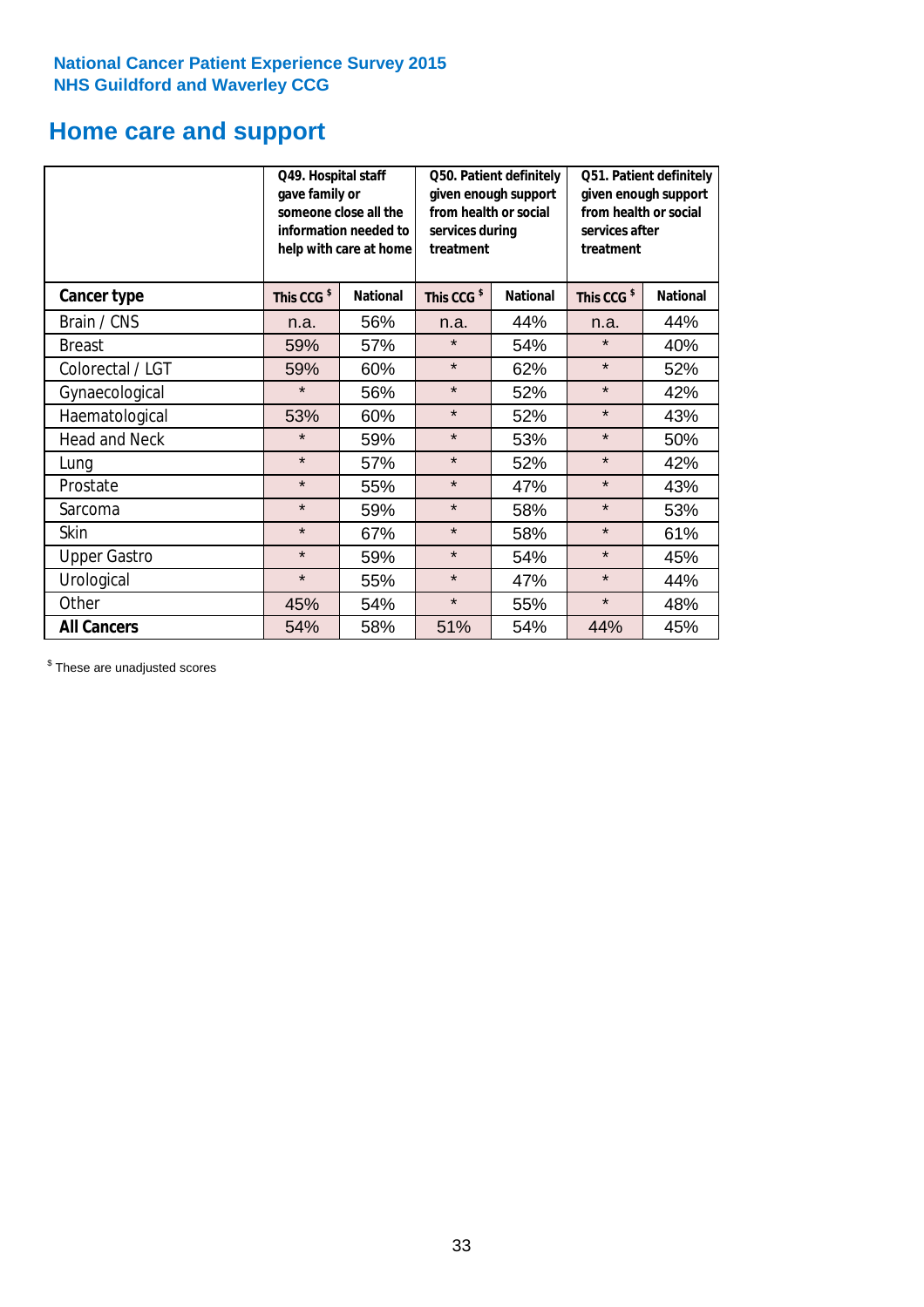National Cancer Patient Experience Survey 2015
NHS Guildford and Waverley CCG

# Home care and support

| | Q49. Hospital staff gave family or someone close all the information needed to help with care at home | | Q50. Patient definitely given enough support from health or social services during treatment | | Q51. Patient definitely given enough support from health or social services after treatment | |
|---|---|---|---|---|---|---|
| **Cancer type** | This CCG $ | National | This CCG $ | National | This CCG $ | National |
| Brain / CNS | n.a. | 56% | n.a. | 44% | n.a. | 44% |
| Breast | 59% | 57% | * | 54% | * | 40% |
| Colorectal / LGT | 59% | 60% | * | 62% | * | 52% |
| Gynaecological | * | 56% | * | 52% | * | 42% |
| Haematological | 53% | 60% | * | 52% | * | 43% |
| Head and Neck | * | 59% | * | 53% | * | 50% |
| Lung | * | 57% | * | 52% | * | 42% |
| Prostate | * | 55% | * | 47% | * | 43% |
| Sarcoma | * | 59% | * | 58% | * | 53% |
| Skin | * | 67% | * | 58% | * | 61% |
| Upper Gastro | * | 59% | * | 54% | * | 45% |
| Urological | * | 55% | * | 47% | * | 44% |
| Other | 45% | 54% | * | 55% | * | 48% |
| **All Cancers** | 54% | 58% | 51% | 54% | 44% | 45% |

$ These are unadjusted scores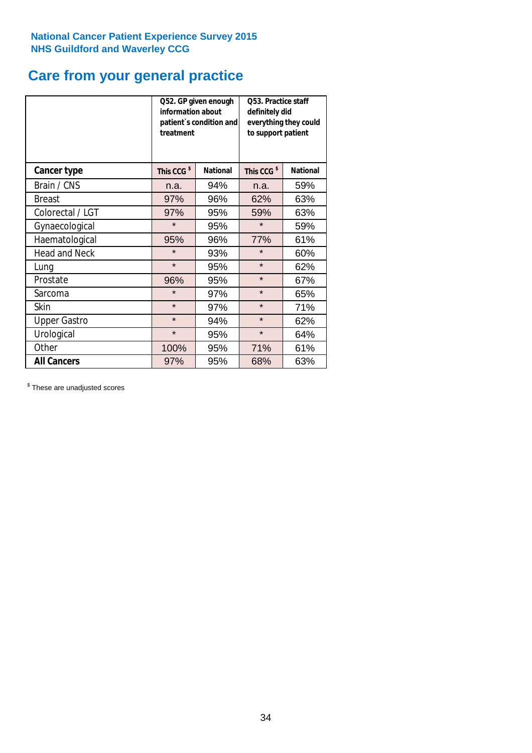National Cancer Patient Experience Survey 2015
NHS Guildford and Waverley CCG

# Care from your general practice

| | Q52. GP given enough information about patient`s condition and treatment | | Q53. Practice staff definitely did everything they could to support patient | |
|---|---|---|---|---|
| **Cancer type** | **This CCG $** | **National** | **This CCG $** | **National** |
| Brain / CNS | n.a. | 94% | n.a. | 59% |
| Breast | 97% | 96% | 62% | 63% |
| Colorectal / LGT | 97% | 95% | 59% | 63% |
| Gynaecological | * | 95% | * | 59% |
| Haematological | 95% | 96% | 77% | 61% |
| Head and Neck | * | 93% | * | 60% |
| Lung | * | 95% | * | 62% |
| Prostate | 96% | 95% | * | 67% |
| Sarcoma | * | 97% | * | 65% |
| Skin | * | 97% | * | 71% |
| Upper Gastro | * | 94% | * | 62% |
| Urological | * | 95% | * | 64% |
| Other | 100% | 95% | 71% | 61% |
| **All Cancers** | 97% | 95% | 68% | 63% |

$ These are unadjusted scores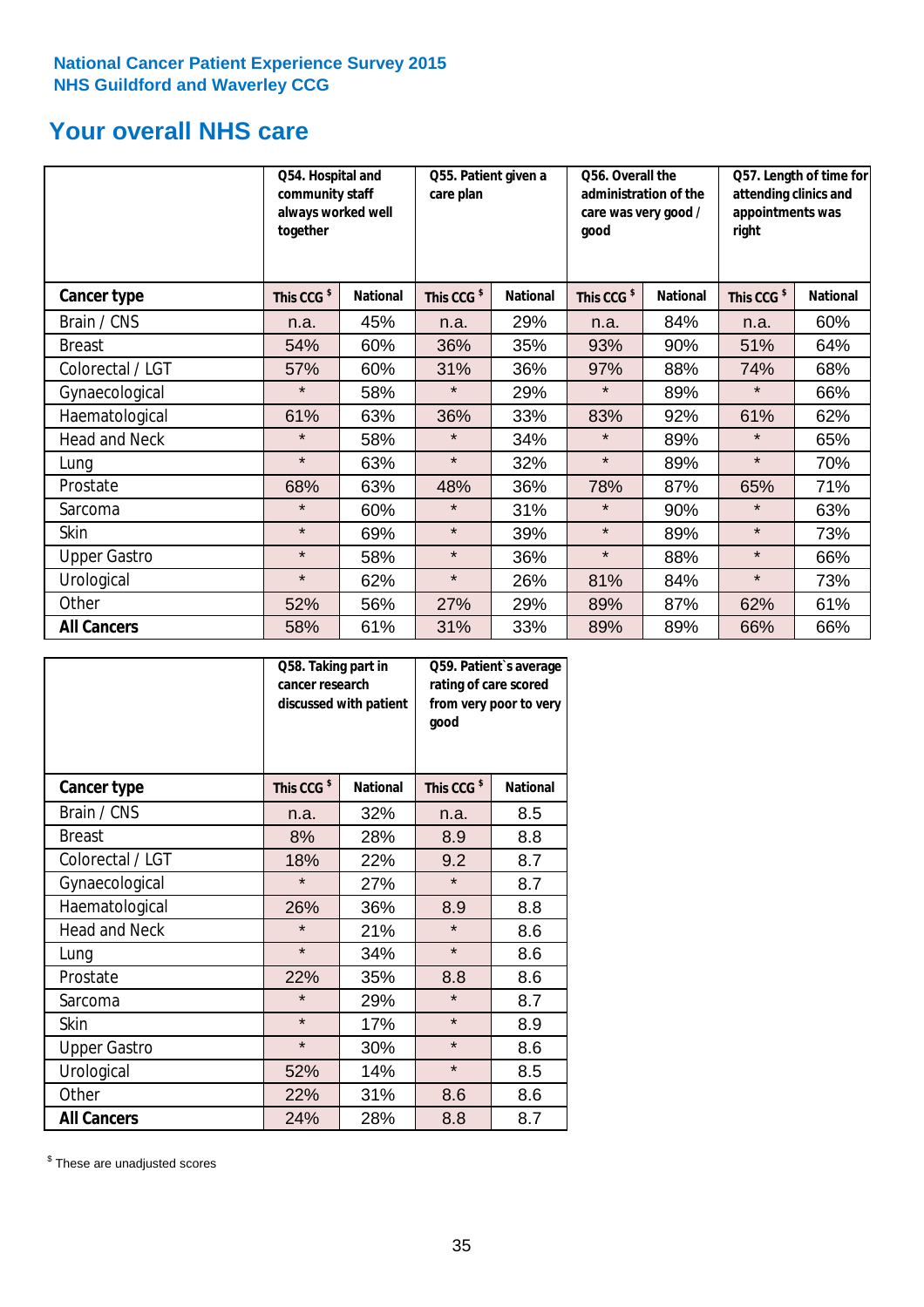National Cancer Patient Experience Survey 2015
NHS Guildford and Waverley CCG

## Your overall NHS care

| | Q54. Hospital and community staff always worked well together | | Q55. Patient given a care plan | | Q56. Overall the administration of the care was very good / good | | Q57. Length of time for attending clinics and appointments was right | |
|---|---|---|---|---|---|---|---|---|
| **Cancer type** | **This CCG $** | **National** | **This CCG $** | **National** | **This CCG $** | **National** | **This CCG $** | **National** |
| Brain / CNS | n.a. | 45% | n.a. | 29% | n.a. | 84% | n.a. | 60% |
| Breast | 54% | 60% | 36% | 35% | 93% | 90% | 51% | 64% |
| Colorectal / LGT | 57% | 60% | 31% | 36% | 97% | 88% | 74% | 68% |
| Gynaecological | * | 58% | * | 29% | * | 89% | * | 66% |
| Haematological | 61% | 63% | 36% | 33% | 83% | 92% | 61% | 62% |
| Head and Neck | * | 58% | * | 34% | * | 89% | * | 65% |
| Lung | * | 63% | * | 32% | * | 89% | * | 70% |
| Prostate | 68% | 63% | 48% | 36% | 78% | 87% | 65% | 71% |
| Sarcoma | * | 60% | * | 31% | * | 90% | * | 63% |
| Skin | * | 69% | * | 39% | * | 89% | * | 73% |
| Upper Gastro | * | 58% | * | 36% | * | 88% | * | 66% |
| Urological | * | 62% | * | 26% | 81% | 84% | * | 73% |
| Other | 52% | 56% | 27% | 29% | 89% | 87% | 62% | 61% |
| **All Cancers** | 58% | 61% | 31% | 33% | 89% | 89% | 66% | 66% |

| | Q58. Taking part in cancer research discussed with patient | | Q59. Patient`s average rating of care scored from very poor to very good | |
|---|---|---|---|---|
| **Cancer type** | **This CCG $** | **National** | **This CCG $** | **National** |
| Brain / CNS | n.a. | 32% | n.a. | 8.5 |
| Breast | 8% | 28% | 8.9 | 8.8 |
| Colorectal / LGT | 18% | 22% | 9.2 | 8.7 |
| Gynaecological | * | 27% | * | 8.7 |
| Haematological | 26% | 36% | 8.9 | 8.8 |
| Head and Neck | * | 21% | * | 8.6 |
| Lung | * | 34% | * | 8.6 |
| Prostate | 22% | 35% | 8.8 | 8.6 |
| Sarcoma | * | 29% | * | 8.7 |
| Skin | * | 17% | * | 8.9 |
| Upper Gastro | * | 30% | * | 8.6 |
| Urological | 52% | 14% | * | 8.5 |
| Other | 22% | 31% | 8.6 | 8.6 |
| **All Cancers** | 24% | 28% | 8.8 | 8.7 |

$ These are unadjusted scores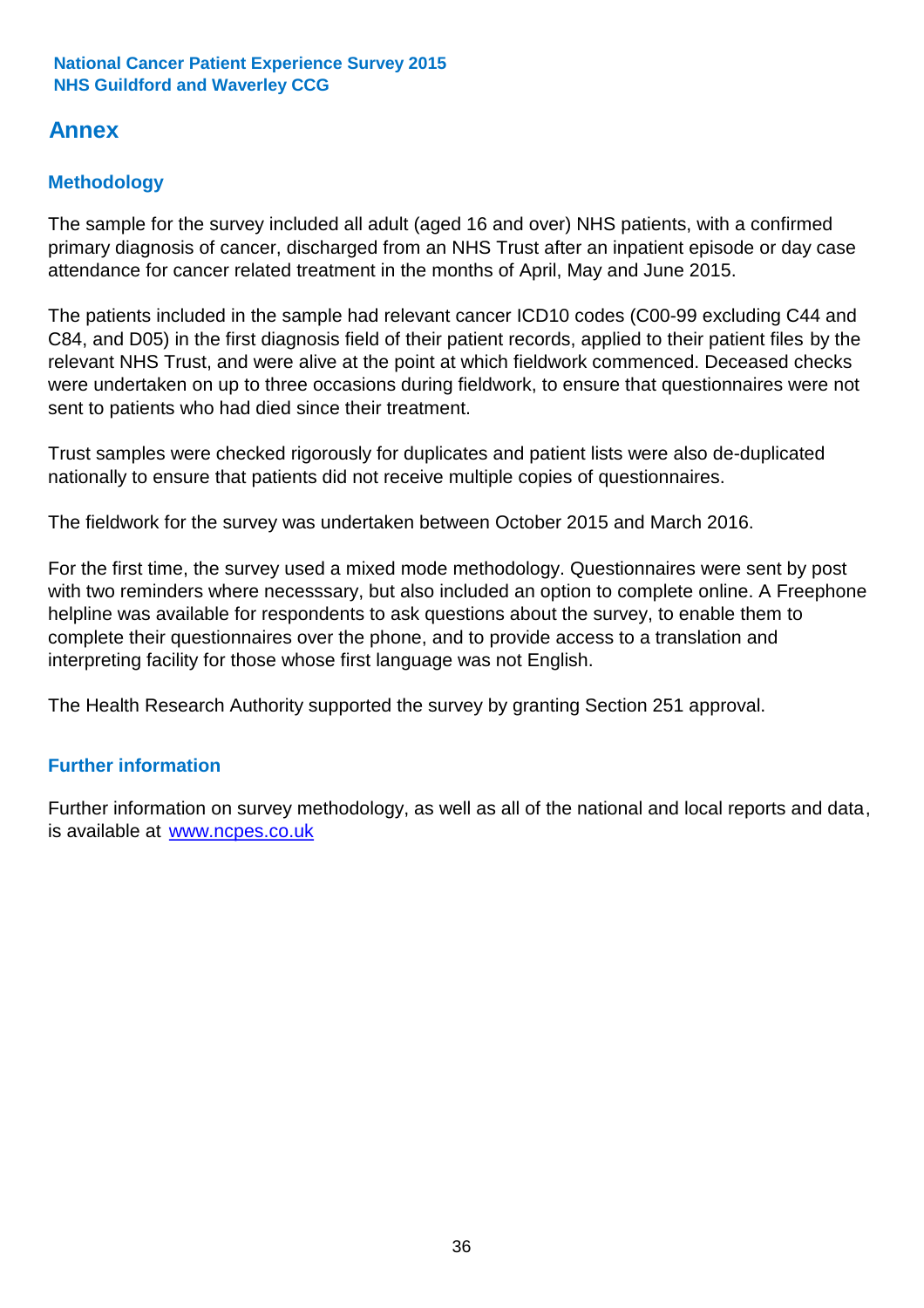# Annex

## Methodology

The sample for the survey included all adult (aged 16 and over) NHS patients, with a confirmed primary diagnosis of cancer, discharged from an NHS Trust after an inpatient episode or day case attendance for cancer related treatment in the months of April, May and June 2015.

The patients included in the sample had relevant cancer ICD10 codes (C00-99 excluding C44 and C84, and D05) in the first diagnosis field of their patient records, applied to their patient files by the relevant NHS Trust, and were alive at the point at which fieldwork commenced. Deceased checks were undertaken on up to three occasions during fieldwork, to ensure that questionnaires were not sent to patients who had died since their treatment.

Trust samples were checked rigorously for duplicates and patient lists were also de-duplicated nationally to ensure that patients did not receive multiple copies of questionnaires.

The fieldwork for the survey was undertaken between October 2015 and March 2016.

For the first time, the survey used a mixed mode methodology. Questionnaires were sent by post with two reminders where necesssary, but also included an option to complete online. A Freephone helpline was available for respondents to ask questions about the survey, to enable them to complete their questionnaires over the phone, and to provide access to a translation and interpreting facility for those whose first language was not English.

The Health Research Authority supported the survey by granting Section 251 approval.

## Further information

Further information on survey methodology, as well as all of the national and local reports and data, is available at [www.ncpes.co.uk](http://www.ncpes.co.uk)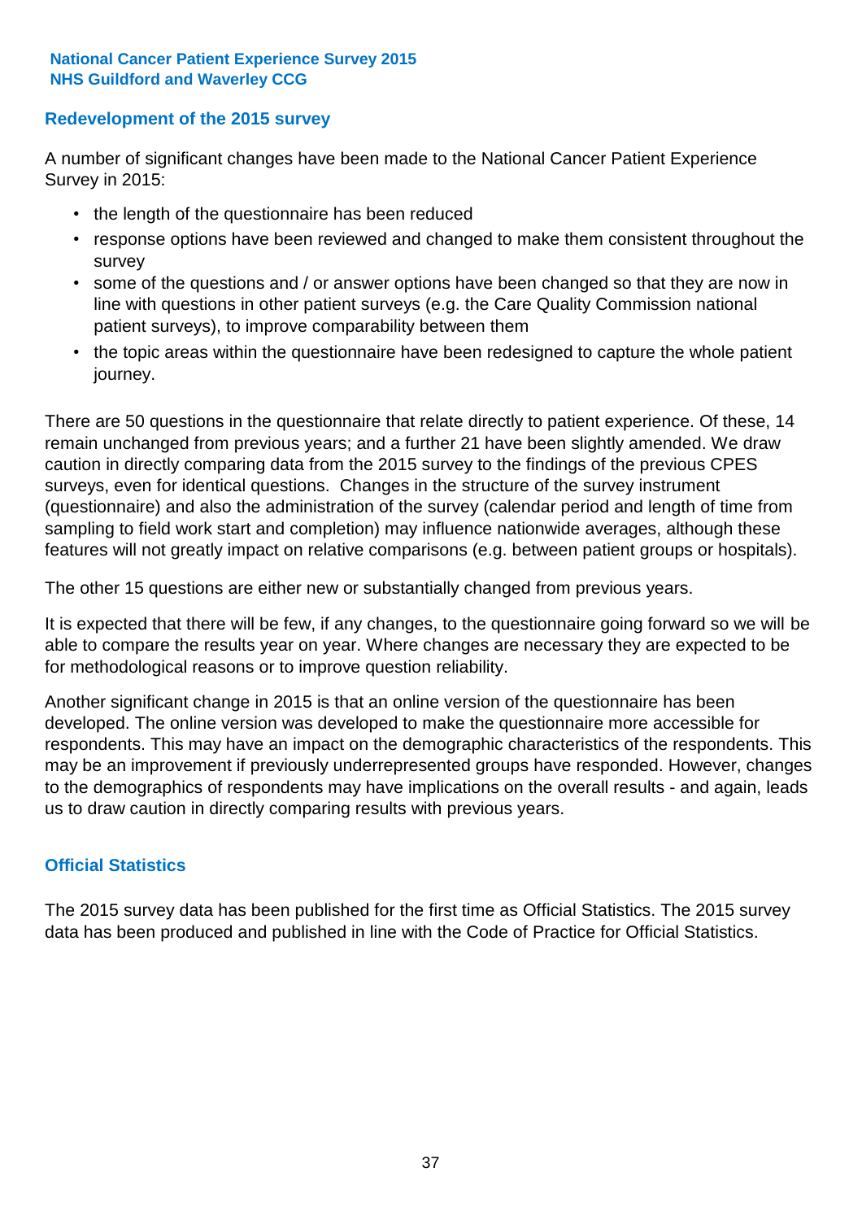## Redevelopment of the 2015 survey

A number of significant changes have been made to the National Cancer Patient Experience Survey in 2015:

- the length of the questionnaire has been reduced
- response options have been reviewed and changed to make them consistent throughout the survey
- some of the questions and / or answer options have been changed so that they are now in line with questions in other patient surveys (e.g. the Care Quality Commission national patient surveys), to improve comparability between them
- the topic areas within the questionnaire have been redesigned to capture the whole patient journey.

There are 50 questions in the questionnaire that relate directly to patient experience. Of these, 14 remain unchanged from previous years; and a further 21 have been slightly amended. We draw caution in directly comparing data from the 2015 survey to the findings of the previous CPES surveys, even for identical questions. Changes in the structure of the survey instrument (questionnaire) and also the administration of the survey (calendar period and length of time from sampling to field work start and completion) may influence nationwide averages, although these features will not greatly impact on relative comparisons (e.g. between patient groups or hospitals).

The other 15 questions are either new or substantially changed from previous years.

It is expected that there will be few, if any changes, to the questionnaire going forward so we will be able to compare the results year on year. Where changes are necessary they are expected to be for methodological reasons or to improve question reliability.

Another significant change in 2015 is that an online version of the questionnaire has been developed. The online version was developed to make the questionnaire more accessible for respondents. This may have an impact on the demographic characteristics of the respondents. This may be an improvement if previously underrepresented groups have responded. However, changes to the demographics of respondents may have implications on the overall results - and again, leads us to draw caution in directly comparing results with previous years.

## Official Statistics

The 2015 survey data has been published for the first time as Official Statistics. The 2015 survey data has been produced and published in line with the Code of Practice for Official Statistics.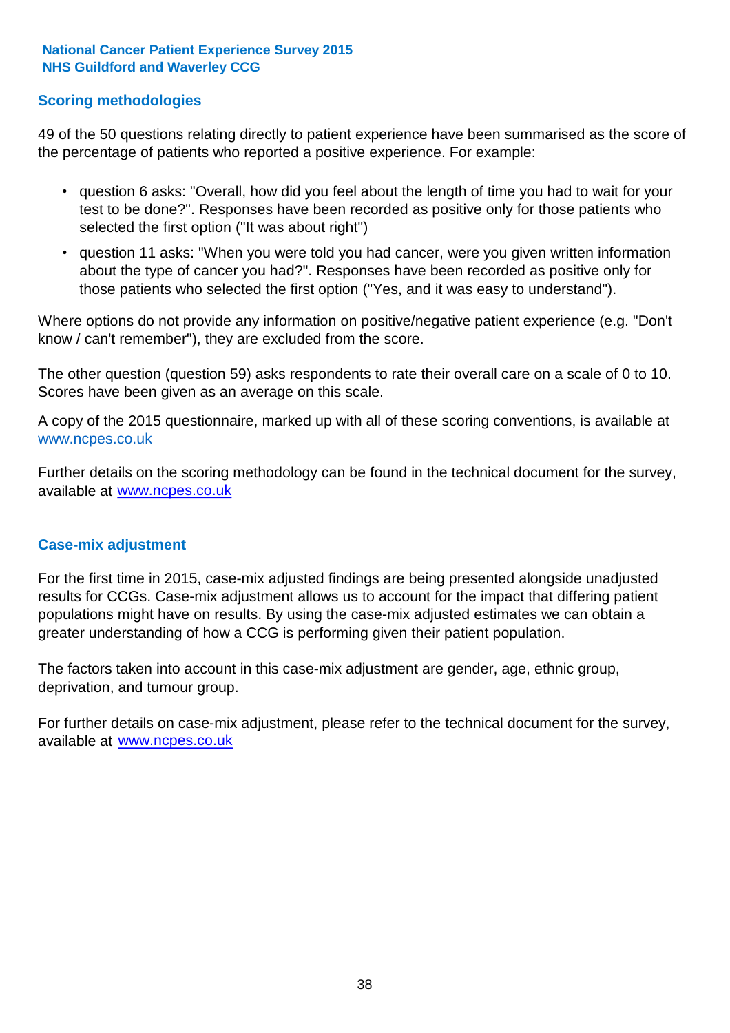## Scoring methodologies

49 of the 50 questions relating directly to patient experience have been summarised as the score of the percentage of patients who reported a positive experience. For example:

- question 6 asks: "Overall, how did you feel about the length of time you had to wait for your test to be done?". Responses have been recorded as positive only for those patients who selected the first option ("It was about right")
- question 11 asks: "When you were told you had cancer, were you given written information about the type of cancer you had?". Responses have been recorded as positive only for those patients who selected the first option ("Yes, and it was easy to understand").

Where options do not provide any information on positive/negative patient experience (e.g. "Don't know / can't remember"), they are excluded from the score.

The other question (question 59) asks respondents to rate their overall care on a scale of 0 to 10. Scores have been given as an average on this scale.

A copy of the 2015 questionnaire, marked up with all of these scoring conventions, is available at www.ncpes.co.uk

Further details on the scoring methodology can be found in the technical document for the survey, available at www.ncpes.co.uk

## Case-mix adjustment

For the first time in 2015, case-mix adjusted findings are being presented alongside unadjusted results for CCGs. Case-mix adjustment allows us to account for the impact that differing patient populations might have on results. By using the case-mix adjusted estimates we can obtain a greater understanding of how a CCG is performing given their patient population.

The factors taken into account in this case-mix adjustment are gender, age, ethnic group, deprivation, and tumour group.

For further details on case-mix adjustment, please refer to the technical document for the survey, available at www.ncpes.co.uk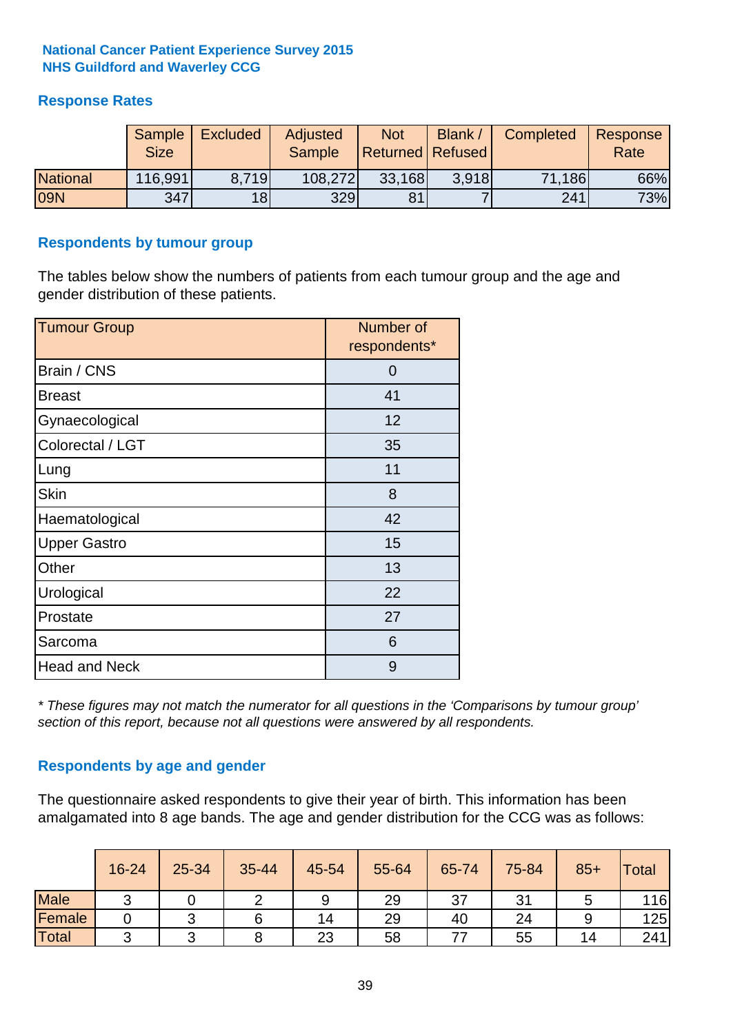**National Cancer Patient Experience Survey 2015**
**NHS Guildford and Waverley CCG**

## Response Rates

| | Sample Size | Excluded | Adjusted Sample | Not Returned | Blank / Refused | Completed | Response Rate |
|---|---|---|---|---|---|---|---|
| National | 116,991 | 8,719 | 108,272 | 33,168 | 3,918 | 71,186 | 66% |
| 09N | 347 | 18 | 329 | 81 | 7 | 241 | 73% |

## Respondents by tumour group

The tables below show the numbers of patients from each tumour group and the age and gender distribution of these patients.

| Tumour Group | Number of respondents* |
|---|---|
| Brain / CNS | 0 |
| Breast | 41 |
| Gynaecological | 12 |
| Colorectal / LGT | 35 |
| Lung | 11 |
| Skin | 8 |
| Haematological | 42 |
| Upper Gastro | 15 |
| Other | 13 |
| Urological | 22 |
| Prostate | 27 |
| Sarcoma | 6 |
| Head and Neck | 9 |

*\* These figures may not match the numerator for all questions in the 'Comparisons by tumour group' section of this report, because not all questions were answered by all respondents.*

## Respondents by age and gender

The questionnaire asked respondents to give their year of birth. This information has been amalgamated into 8 age bands. The age and gender distribution for the CCG was as follows:

| | 16-24 | 25-34 | 35-44 | 45-54 | 55-64 | 65-74 | 75-84 | 85+ | Total |
|---|---|---|---|---|---|---|---|---|---|
| Male | 3 | 0 | 2 | 9 | 29 | 37 | 31 | 5 | 116 |
| Female | 0 | 3 | 6 | 14 | 29 | 40 | 24 | 9 | 125 |
| Total | 3 | 3 | 8 | 23 | 58 | 77 | 55 | 14 | 241 |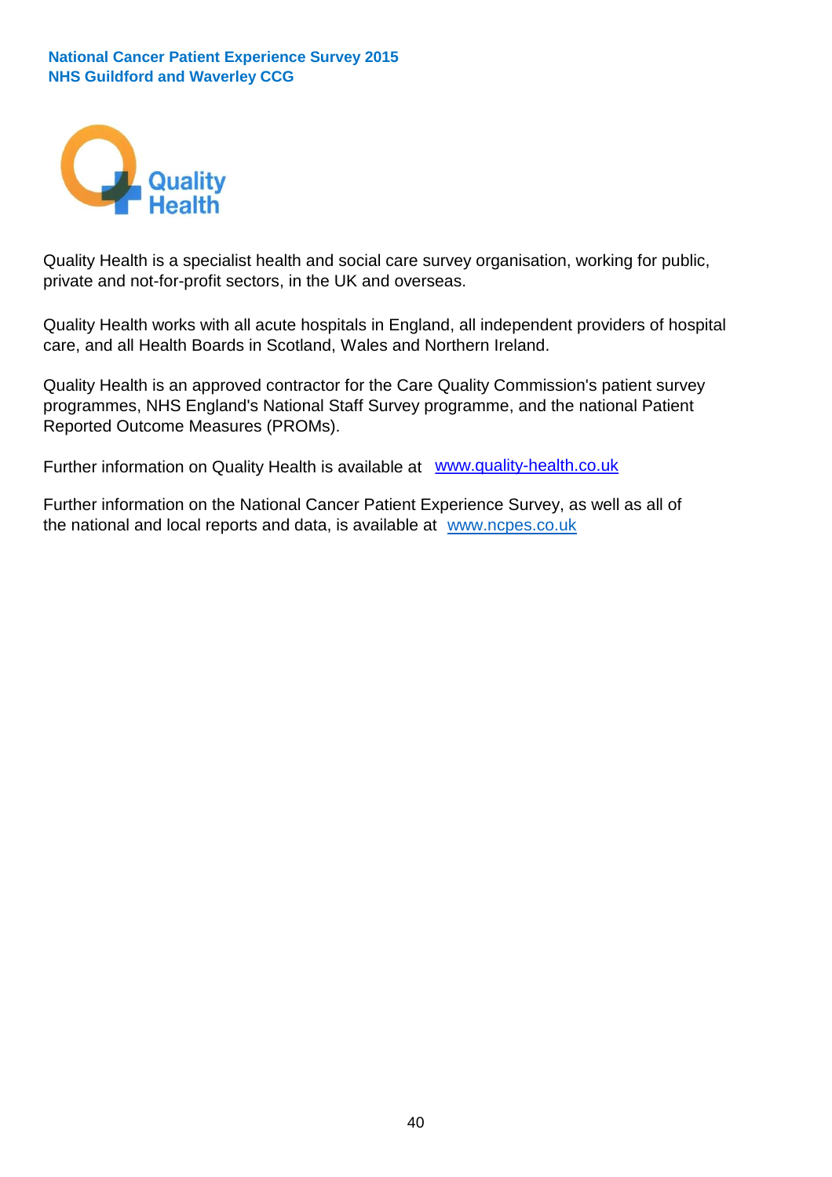Quality Health

Quality Health is a specialist health and social care survey organisation, working for public, private and not-for-profit sectors, in the UK and overseas.

Quality Health works with all acute hospitals in England, all independent providers of hospital care, and all Health Boards in Scotland, Wales and Northern Ireland.

Quality Health is an approved contractor for the Care Quality Commission's patient survey programmes, NHS England's National Staff Survey programme, and the national Patient Reported Outcome Measures (PROMs).

Further information on Quality Health is available at [www.quality-health.co.uk](http://www.quality-health.co.uk)

Further information on the National Cancer Patient Experience Survey, as well as all of the national and local reports and data, is available at [www.ncpes.co.uk](http://www.ncpes.co.uk)